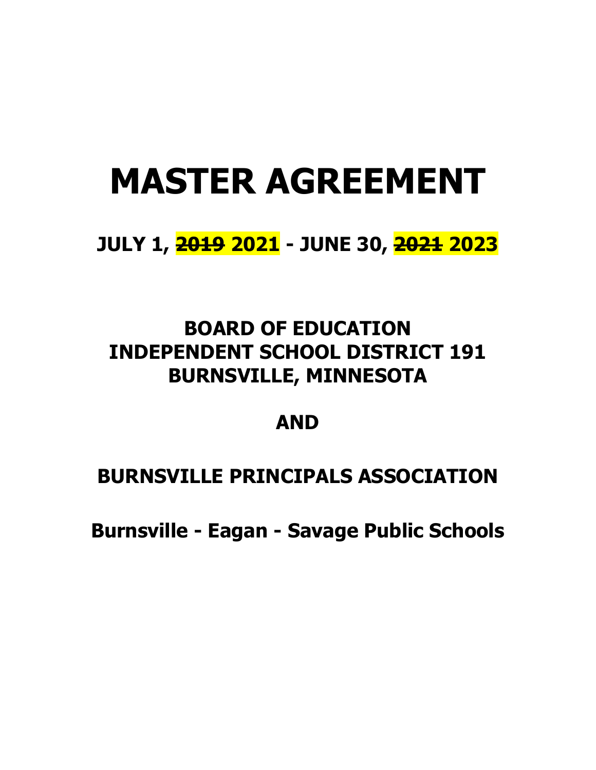# MASTER AGREEMENT

## JULY 1, ~~2019~~ 2021 - JUNE 30, ~~2021~~ 2023

## BOARD OF EDUCATION
## INDEPENDENT SCHOOL DISTRICT 191
## BURNSVILLE, MINNESOTA

## AND

## BURNSVILLE PRINCIPALS ASSOCIATION

**Burnsville - Eagan - Savage Public Schools**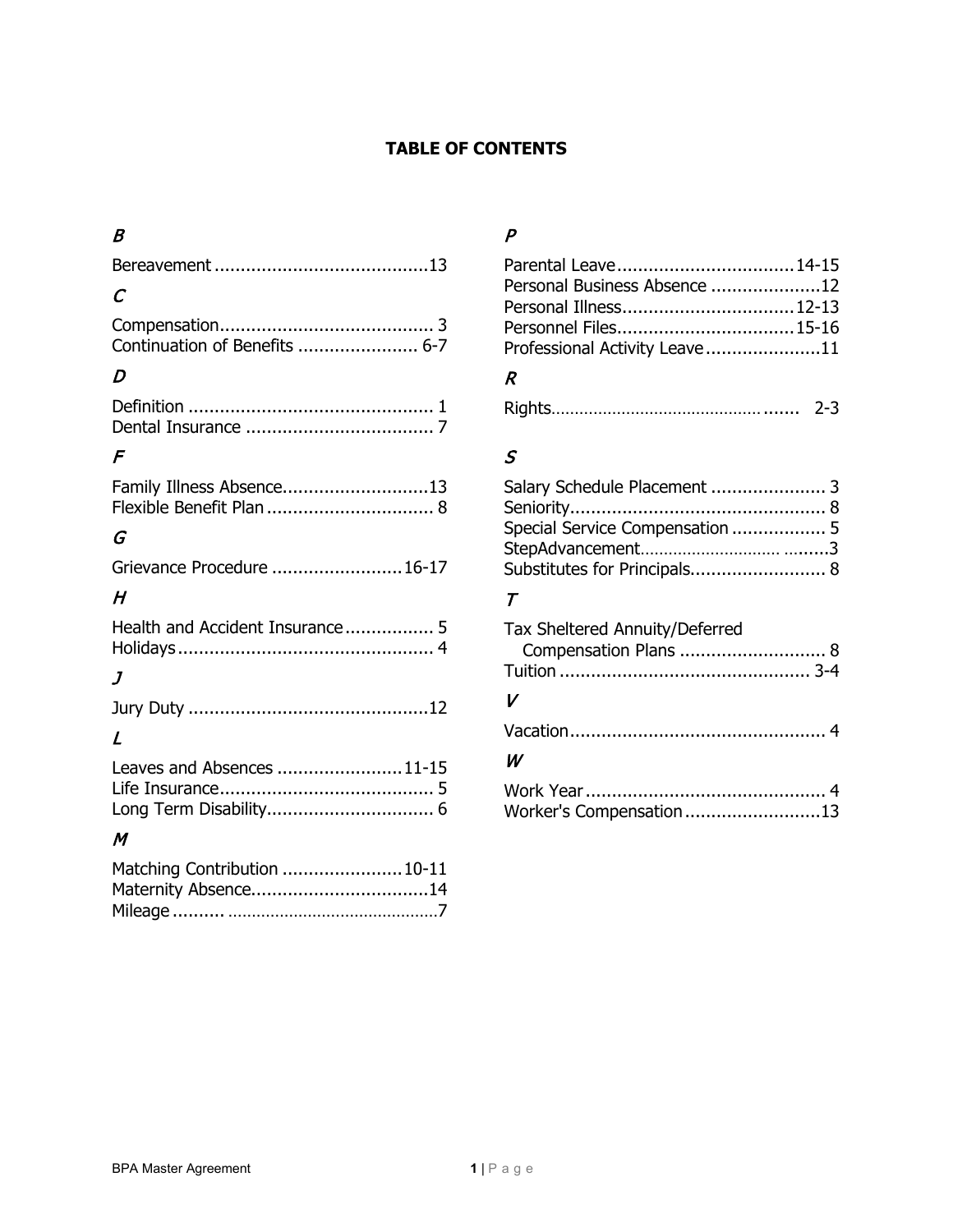# TABLE OF CONTENTS

*B*

Bereavement .........................................13

*C*

Compensation......................................... 3
Continuation of Benefits ....................... 6-7

*D*

Definition ............................................... 1
Dental Insurance .................................... 7

*F*

Family Illness Absence............................13
Flexible Benefit Plan ................................ 8

*G*

Grievance Procedure .........................16-17

*H*

Health and Accident Insurance................. 5
Holidays ................................................. 4

*J*

Jury Duty ..............................................12

*L*

Leaves and Absences ........................11-15
Life Insurance......................................... 5
Long Term Disability................................ 6

*M*

Matching Contribution .......................10-11
Maternity Absence..................................14
Mileage .......... ............................................7

*P*

Parental Leave..................................14-15
Personal Business Absence .....................12
Personal Illness.................................12-13
Personnel Files..................................15-16
Professional Activity Leave......................11

*R*

Rights.......................................................... 2-3

*S*

Salary Schedule Placement ...................... 3
Seniority................................................. 8
Special Service Compensation .................. 5
StepAdvancement.......................................3
Substitutes for Principals.......................... 8

*T*

Tax Sheltered Annuity/Deferred
Compensation Plans ............................ 8
Tuition ................................................ 3-4

*V*

Vacation................................................. 4

*W*

Work Year .............................................. 4
Worker's Compensation..........................13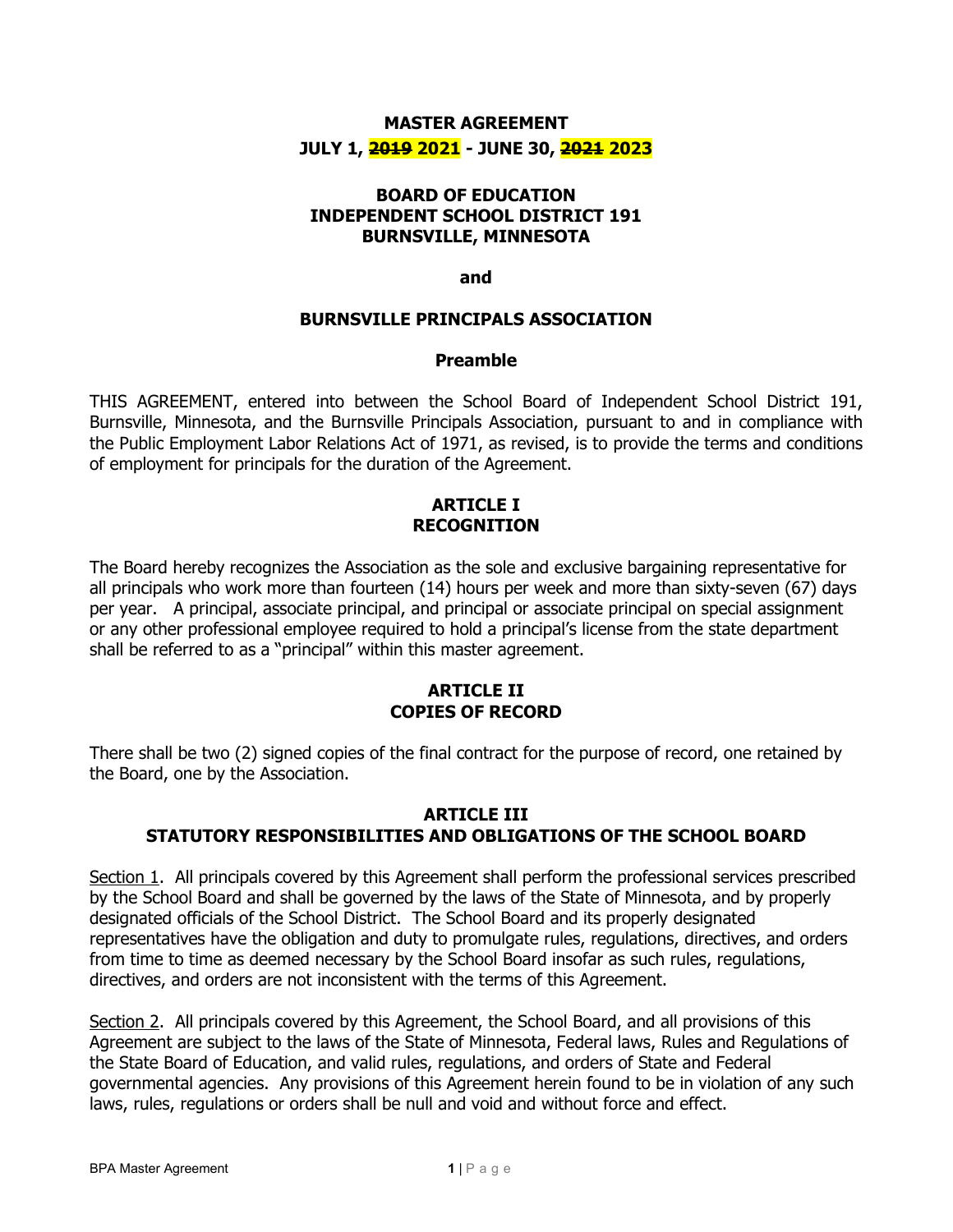# MASTER AGREEMENT

## JULY 1, ~~2019~~ 2021 - JUNE 30, ~~2021~~ 2023

## BOARD OF EDUCATION
## INDEPENDENT SCHOOL DISTRICT 191
## BURNSVILLE, MINNESOTA

**and**

## BURNSVILLE PRINCIPALS ASSOCIATION

### Preamble

THIS AGREEMENT, entered into between the School Board of Independent School District 191, Burnsville, Minnesota, and the Burnsville Principals Association, pursuant to and in compliance with the Public Employment Labor Relations Act of 1971, as revised, is to provide the terms and conditions of employment for principals for the duration of the Agreement.

## ARTICLE I
## RECOGNITION

The Board hereby recognizes the Association as the sole and exclusive bargaining representative for all principals who work more than fourteen (14) hours per week and more than sixty-seven (67) days per year. A principal, associate principal, and principal or associate principal on special assignment or any other professional employee required to hold a principal's license from the state department shall be referred to as a "principal" within this master agreement.

## ARTICLE II
## COPIES OF RECORD

There shall be two (2) signed copies of the final contract for the purpose of record, one retained by the Board, one by the Association.

## ARTICLE III
## STATUTORY RESPONSIBILITIES AND OBLIGATIONS OF THE SCHOOL BOARD

Section 1. All principals covered by this Agreement shall perform the professional services prescribed by the School Board and shall be governed by the laws of the State of Minnesota, and by properly designated officials of the School District. The School Board and its properly designated representatives have the obligation and duty to promulgate rules, regulations, directives, and orders from time to time as deemed necessary by the School Board insofar as such rules, regulations, directives, and orders are not inconsistent with the terms of this Agreement.

Section 2. All principals covered by this Agreement, the School Board, and all provisions of this Agreement are subject to the laws of the State of Minnesota, Federal laws, Rules and Regulations of the State Board of Education, and valid rules, regulations, and orders of State and Federal governmental agencies. Any provisions of this Agreement herein found to be in violation of any such laws, rules, regulations or orders shall be null and void and without force and effect.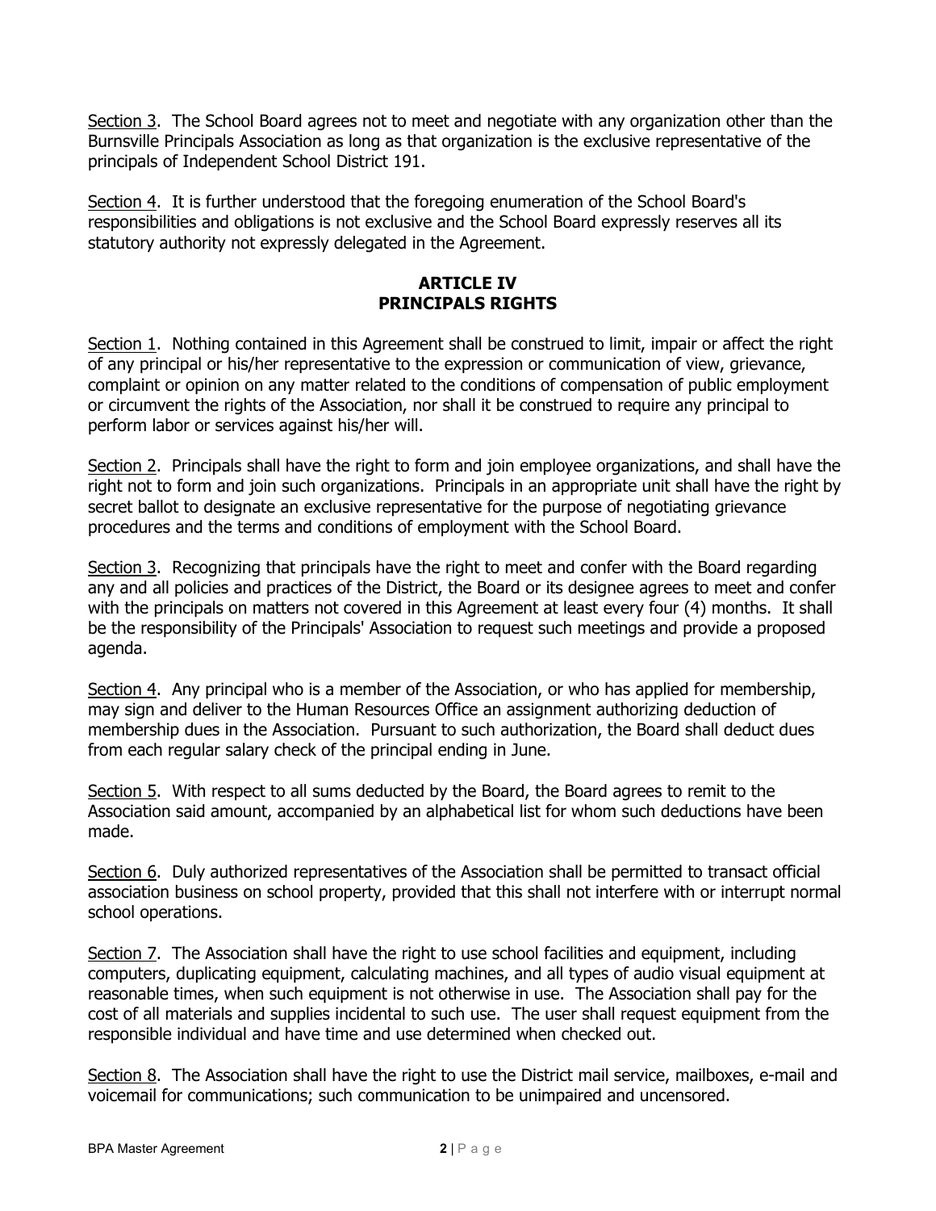Section 3. The School Board agrees not to meet and negotiate with any organization other than the Burnsville Principals Association as long as that organization is the exclusive representative of the principals of Independent School District 191.

Section 4. It is further understood that the foregoing enumeration of the School Board's responsibilities and obligations is not exclusive and the School Board expressly reserves all its statutory authority not expressly delegated in the Agreement.

## ARTICLE IV
## PRINCIPALS RIGHTS

Section 1. Nothing contained in this Agreement shall be construed to limit, impair or affect the right of any principal or his/her representative to the expression or communication of view, grievance, complaint or opinion on any matter related to the conditions of compensation of public employment or circumvent the rights of the Association, nor shall it be construed to require any principal to perform labor or services against his/her will.

Section 2. Principals shall have the right to form and join employee organizations, and shall have the right not to form and join such organizations. Principals in an appropriate unit shall have the right by secret ballot to designate an exclusive representative for the purpose of negotiating grievance procedures and the terms and conditions of employment with the School Board.

Section 3. Recognizing that principals have the right to meet and confer with the Board regarding any and all policies and practices of the District, the Board or its designee agrees to meet and confer with the principals on matters not covered in this Agreement at least every four (4) months. It shall be the responsibility of the Principals' Association to request such meetings and provide a proposed agenda.

Section 4. Any principal who is a member of the Association, or who has applied for membership, may sign and deliver to the Human Resources Office an assignment authorizing deduction of membership dues in the Association. Pursuant to such authorization, the Board shall deduct dues from each regular salary check of the principal ending in June.

Section 5. With respect to all sums deducted by the Board, the Board agrees to remit to the Association said amount, accompanied by an alphabetical list for whom such deductions have been made.

Section 6. Duly authorized representatives of the Association shall be permitted to transact official association business on school property, provided that this shall not interfere with or interrupt normal school operations.

Section 7. The Association shall have the right to use school facilities and equipment, including computers, duplicating equipment, calculating machines, and all types of audio visual equipment at reasonable times, when such equipment is not otherwise in use. The Association shall pay for the cost of all materials and supplies incidental to such use. The user shall request equipment from the responsible individual and have time and use determined when checked out.

Section 8. The Association shall have the right to use the District mail service, mailboxes, e-mail and voicemail for communications; such communication to be unimpaired and uncensored.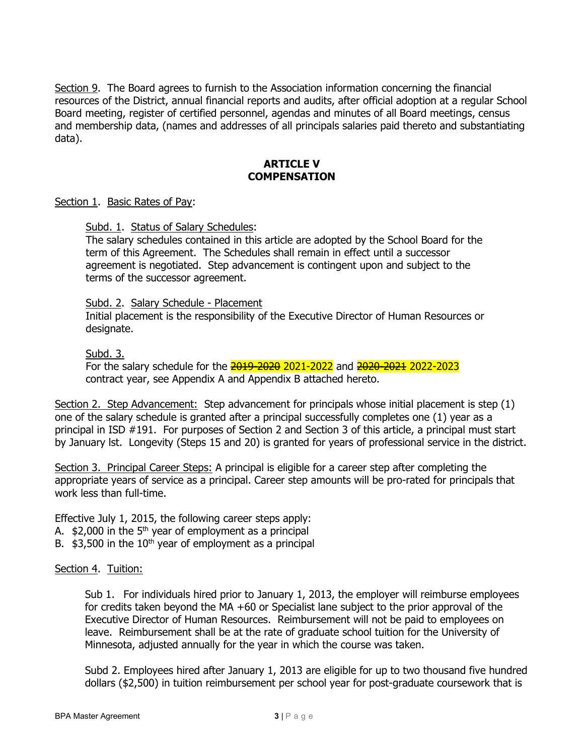Section 9. The Board agrees to furnish to the Association information concerning the financial resources of the District, annual financial reports and audits, after official adoption at a regular School Board meeting, register of certified personnel, agendas and minutes of all Board meetings, census and membership data, (names and addresses of all principals salaries paid thereto and substantiating data).

## ARTICLE V
## COMPENSATION

Section 1. Basic Rates of Pay:

Subd. 1. Status of Salary Schedules:
The salary schedules contained in this article are adopted by the School Board for the term of this Agreement. The Schedules shall remain in effect until a successor agreement is negotiated. Step advancement is contingent upon and subject to the terms of the successor agreement.

Subd. 2. Salary Schedule - Placement
Initial placement is the responsibility of the Executive Director of Human Resources or designate.

Subd. 3.
For the salary schedule for the ~~2019-2020~~ 2021-2022 and ~~2020-2021~~ 2022-2023 contract year, see Appendix A and Appendix B attached hereto.

Section 2. Step Advancement: Step advancement for principals whose initial placement is step (1) one of the salary schedule is granted after a principal successfully completes one (1) year as a principal in ISD #191. For purposes of Section 2 and Section 3 of this article, a principal must start by January lst. Longevity (Steps 15 and 20) is granted for years of professional service in the district.

Section 3. Principal Career Steps: A principal is eligible for a career step after completing the appropriate years of service as a principal. Career step amounts will be pro-rated for principals that work less than full-time.

Effective July 1, 2015, the following career steps apply:
A. $2,000 in the 5th year of employment as a principal
B. $3,500 in the 10th year of employment as a principal

Section 4. Tuition:

Sub 1. For individuals hired prior to January 1, 2013, the employer will reimburse employees for credits taken beyond the MA +60 or Specialist lane subject to the prior approval of the Executive Director of Human Resources. Reimbursement will not be paid to employees on leave. Reimbursement shall be at the rate of graduate school tuition for the University of Minnesota, adjusted annually for the year in which the course was taken.

Subd 2. Employees hired after January 1, 2013 are eligible for up to two thousand five hundred dollars ($2,500) in tuition reimbursement per school year for post-graduate coursework that is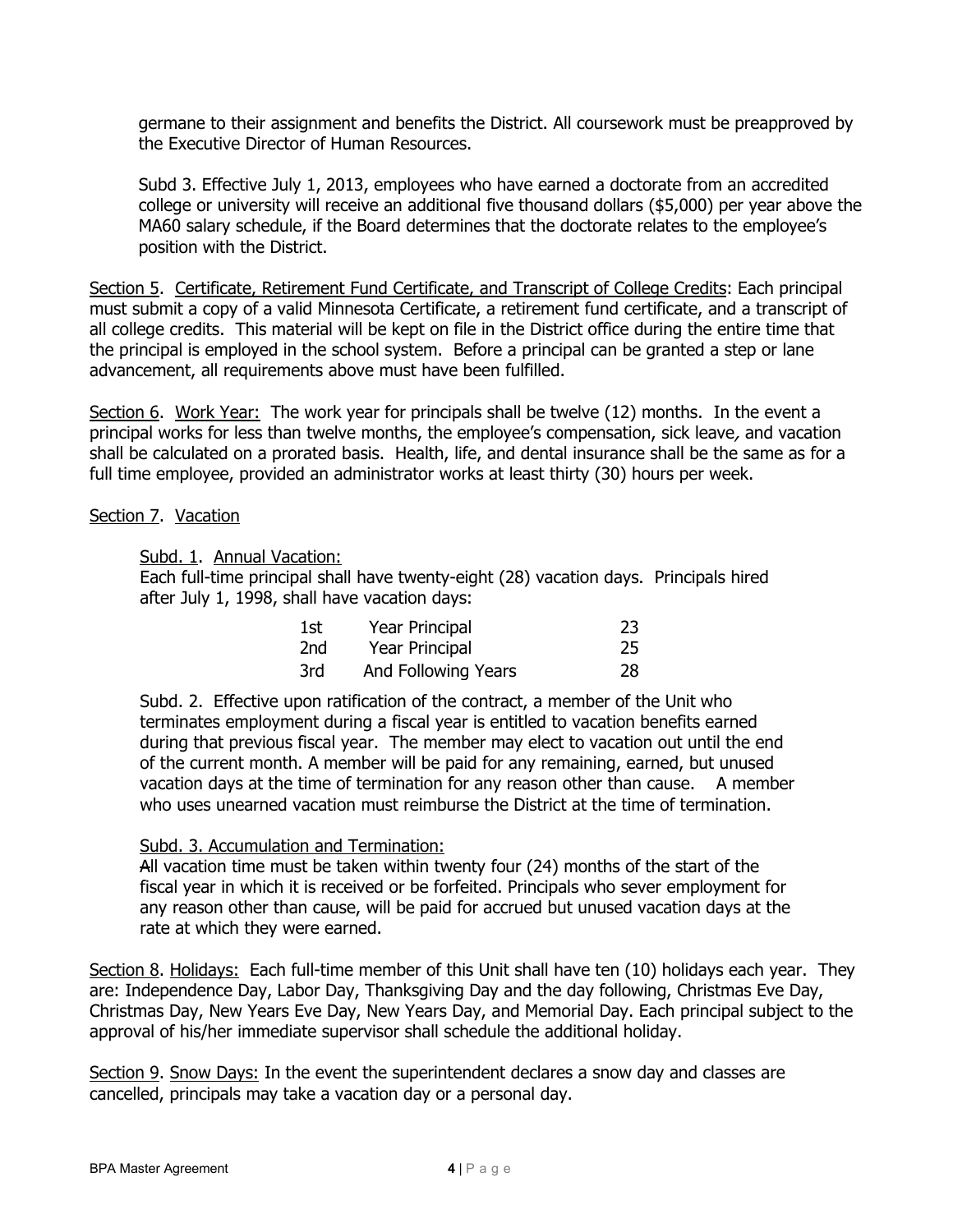germane to their assignment and benefits the District. All coursework must be preapproved by the Executive Director of Human Resources.

Subd 3. Effective July 1, 2013, employees who have earned a doctorate from an accredited college or university will receive an additional five thousand dollars ($5,000) per year above the MA60 salary schedule, if the Board determines that the doctorate relates to the employee's position with the District.

Section 5. Certificate, Retirement Fund Certificate, and Transcript of College Credits: Each principal must submit a copy of a valid Minnesota Certificate, a retirement fund certificate, and a transcript of all college credits. This material will be kept on file in the District office during the entire time that the principal is employed in the school system. Before a principal can be granted a step or lane advancement, all requirements above must have been fulfilled.

Section 6. Work Year: The work year for principals shall be twelve (12) months. In the event a principal works for less than twelve months, the employee's compensation, sick leave, and vacation shall be calculated on a prorated basis. Health, life, and dental insurance shall be the same as for a full time employee, provided an administrator works at least thirty (30) hours per week.

Section 7. Vacation

Subd. 1. Annual Vacation:
Each full-time principal shall have twenty-eight (28) vacation days. Principals hired after July 1, 1998, shall have vacation days:

| | | |
|---|---|---|
| 1st | Year Principal | 23 |
| 2nd | Year Principal | 25 |
| 3rd | And Following Years | 28 |

Subd. 2. Effective upon ratification of the contract, a member of the Unit who terminates employment during a fiscal year is entitled to vacation benefits earned during that previous fiscal year. The member may elect to vacation out until the end of the current month. A member will be paid for any remaining, earned, but unused vacation days at the time of termination for any reason other than cause. A member who uses unearned vacation must reimburse the District at the time of termination.

Subd. 3. Accumulation and Termination:
All vacation time must be taken within twenty four (24) months of the start of the fiscal year in which it is received or be forfeited. Principals who sever employment for any reason other than cause, will be paid for accrued but unused vacation days at the rate at which they were earned.

Section 8. Holidays: Each full-time member of this Unit shall have ten (10) holidays each year. They are: Independence Day, Labor Day, Thanksgiving Day and the day following, Christmas Eve Day, Christmas Day, New Years Eve Day, New Years Day, and Memorial Day. Each principal subject to the approval of his/her immediate supervisor shall schedule the additional holiday.

Section 9. Snow Days: In the event the superintendent declares a snow day and classes are cancelled, principals may take a vacation day or a personal day.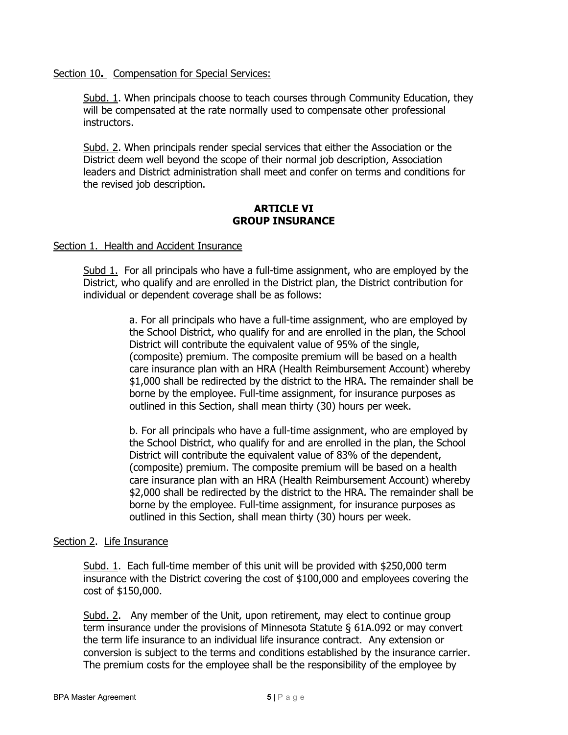Section 10. Compensation for Special Services:

Subd. 1. When principals choose to teach courses through Community Education, they will be compensated at the rate normally used to compensate other professional instructors.

Subd. 2. When principals render special services that either the Association or the District deem well beyond the scope of their normal job description, Association leaders and District administration shall meet and confer on terms and conditions for the revised job description.

## ARTICLE VI
## GROUP INSURANCE

Section 1. Health and Accident Insurance

Subd 1. For all principals who have a full-time assignment, who are employed by the District, who qualify and are enrolled in the District plan, the District contribution for individual or dependent coverage shall be as follows:

a. For all principals who have a full-time assignment, who are employed by the School District, who qualify for and are enrolled in the plan, the School District will contribute the equivalent value of 95% of the single, (composite) premium. The composite premium will be based on a health care insurance plan with an HRA (Health Reimbursement Account) whereby $1,000 shall be redirected by the district to the HRA. The remainder shall be borne by the employee. Full-time assignment, for insurance purposes as outlined in this Section, shall mean thirty (30) hours per week.

b. For all principals who have a full-time assignment, who are employed by the School District, who qualify for and are enrolled in the plan, the School District will contribute the equivalent value of 83% of the dependent, (composite) premium. The composite premium will be based on a health care insurance plan with an HRA (Health Reimbursement Account) whereby $2,000 shall be redirected by the district to the HRA. The remainder shall be borne by the employee. Full-time assignment, for insurance purposes as outlined in this Section, shall mean thirty (30) hours per week.

Section 2. Life Insurance

Subd. 1. Each full-time member of this unit will be provided with $250,000 term insurance with the District covering the cost of $100,000 and employees covering the cost of $150,000.

Subd. 2. Any member of the Unit, upon retirement, may elect to continue group term insurance under the provisions of Minnesota Statute § 61A.092 or may convert the term life insurance to an individual life insurance contract. Any extension or conversion is subject to the terms and conditions established by the insurance carrier. The premium costs for the employee shall be the responsibility of the employee by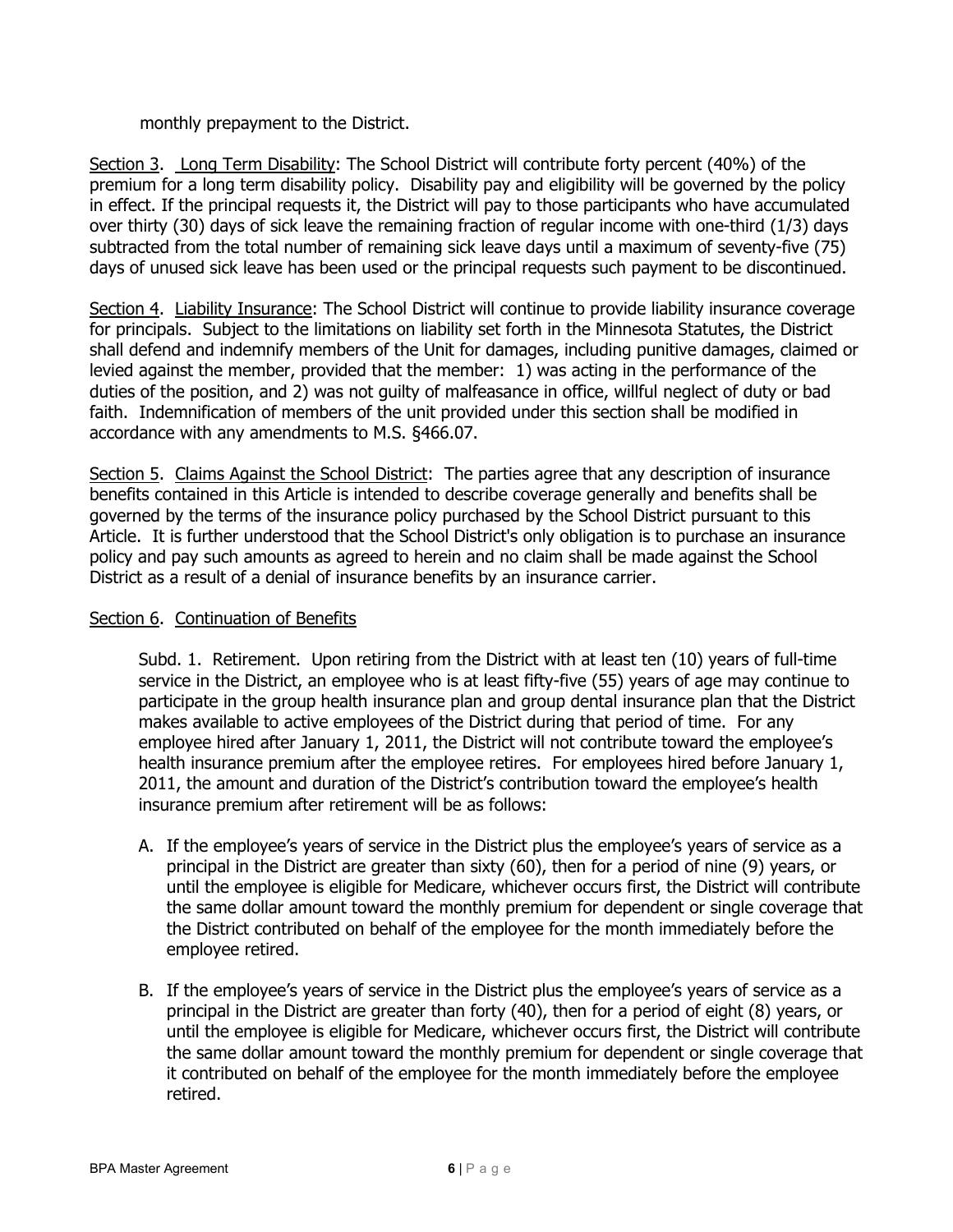monthly prepayment to the District.

Section 3. Long Term Disability: The School District will contribute forty percent (40%) of the premium for a long term disability policy. Disability pay and eligibility will be governed by the policy in effect. If the principal requests it, the District will pay to those participants who have accumulated over thirty (30) days of sick leave the remaining fraction of regular income with one-third (1/3) days subtracted from the total number of remaining sick leave days until a maximum of seventy-five (75) days of unused sick leave has been used or the principal requests such payment to be discontinued.

Section 4. Liability Insurance: The School District will continue to provide liability insurance coverage for principals. Subject to the limitations on liability set forth in the Minnesota Statutes, the District shall defend and indemnify members of the Unit for damages, including punitive damages, claimed or levied against the member, provided that the member: 1) was acting in the performance of the duties of the position, and 2) was not guilty of malfeasance in office, willful neglect of duty or bad faith. Indemnification of members of the unit provided under this section shall be modified in accordance with any amendments to M.S. §466.07.

Section 5. Claims Against the School District: The parties agree that any description of insurance benefits contained in this Article is intended to describe coverage generally and benefits shall be governed by the terms of the insurance policy purchased by the School District pursuant to this Article. It is further understood that the School District's only obligation is to purchase an insurance policy and pay such amounts as agreed to herein and no claim shall be made against the School District as a result of a denial of insurance benefits by an insurance carrier.

Section 6. Continuation of Benefits

Subd. 1. Retirement. Upon retiring from the District with at least ten (10) years of full-time service in the District, an employee who is at least fifty-five (55) years of age may continue to participate in the group health insurance plan and group dental insurance plan that the District makes available to active employees of the District during that period of time. For any employee hired after January 1, 2011, the District will not contribute toward the employee's health insurance premium after the employee retires. For employees hired before January 1, 2011, the amount and duration of the District's contribution toward the employee's health insurance premium after retirement will be as follows:

A. If the employee's years of service in the District plus the employee's years of service as a principal in the District are greater than sixty (60), then for a period of nine (9) years, or until the employee is eligible for Medicare, whichever occurs first, the District will contribute the same dollar amount toward the monthly premium for dependent or single coverage that the District contributed on behalf of the employee for the month immediately before the employee retired.

B. If the employee's years of service in the District plus the employee's years of service as a principal in the District are greater than forty (40), then for a period of eight (8) years, or until the employee is eligible for Medicare, whichever occurs first, the District will contribute the same dollar amount toward the monthly premium for dependent or single coverage that it contributed on behalf of the employee for the month immediately before the employee retired.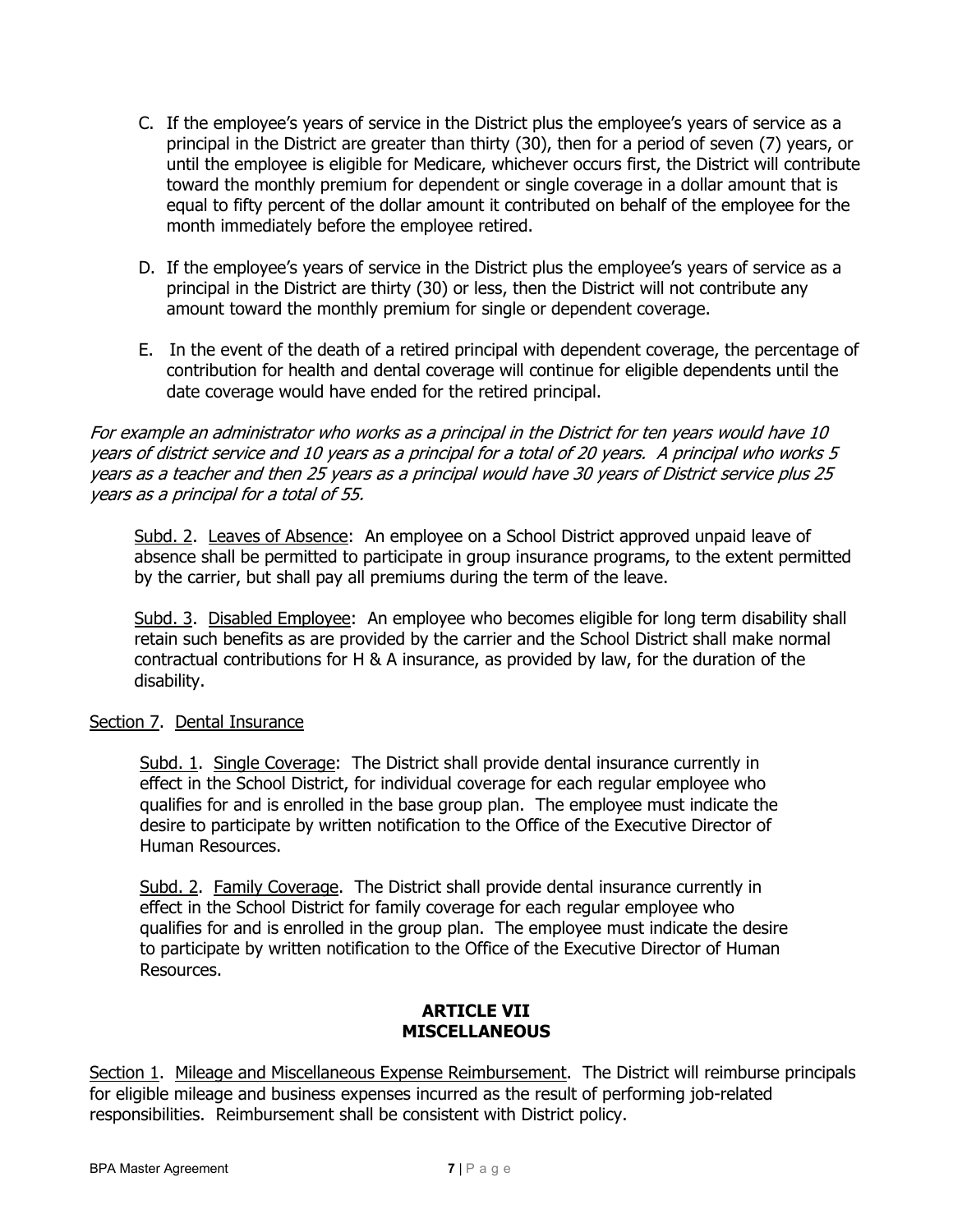C. If the employee's years of service in the District plus the employee's years of service as a principal in the District are greater than thirty (30), then for a period of seven (7) years, or until the employee is eligible for Medicare, whichever occurs first, the District will contribute toward the monthly premium for dependent or single coverage in a dollar amount that is equal to fifty percent of the dollar amount it contributed on behalf of the employee for the month immediately before the employee retired.

D. If the employee's years of service in the District plus the employee's years of service as a principal in the District are thirty (30) or less, then the District will not contribute any amount toward the monthly premium for single or dependent coverage.

E. In the event of the death of a retired principal with dependent coverage, the percentage of contribution for health and dental coverage will continue for eligible dependents until the date coverage would have ended for the retired principal.

*For example an administrator who works as a principal in the District for ten years would have 10 years of district service and 10 years as a principal for a total of 20 years. A principal who works 5 years as a teacher and then 25 years as a principal would have 30 years of District service plus 25 years as a principal for a total of 55.*

Subd. 2. Leaves of Absence: An employee on a School District approved unpaid leave of absence shall be permitted to participate in group insurance programs, to the extent permitted by the carrier, but shall pay all premiums during the term of the leave.

Subd. 3. Disabled Employee: An employee who becomes eligible for long term disability shall retain such benefits as are provided by the carrier and the School District shall make normal contractual contributions for H & A insurance, as provided by law, for the duration of the disability.

Section 7. Dental Insurance

Subd. 1. Single Coverage: The District shall provide dental insurance currently in effect in the School District, for individual coverage for each regular employee who qualifies for and is enrolled in the base group plan. The employee must indicate the desire to participate by written notification to the Office of the Executive Director of Human Resources.

Subd. 2. Family Coverage. The District shall provide dental insurance currently in effect in the School District for family coverage for each regular employee who qualifies for and is enrolled in the group plan. The employee must indicate the desire to participate by written notification to the Office of the Executive Director of Human Resources.

## ARTICLE VII
## MISCELLANEOUS

Section 1. Mileage and Miscellaneous Expense Reimbursement. The District will reimburse principals for eligible mileage and business expenses incurred as the result of performing job-related responsibilities. Reimbursement shall be consistent with District policy.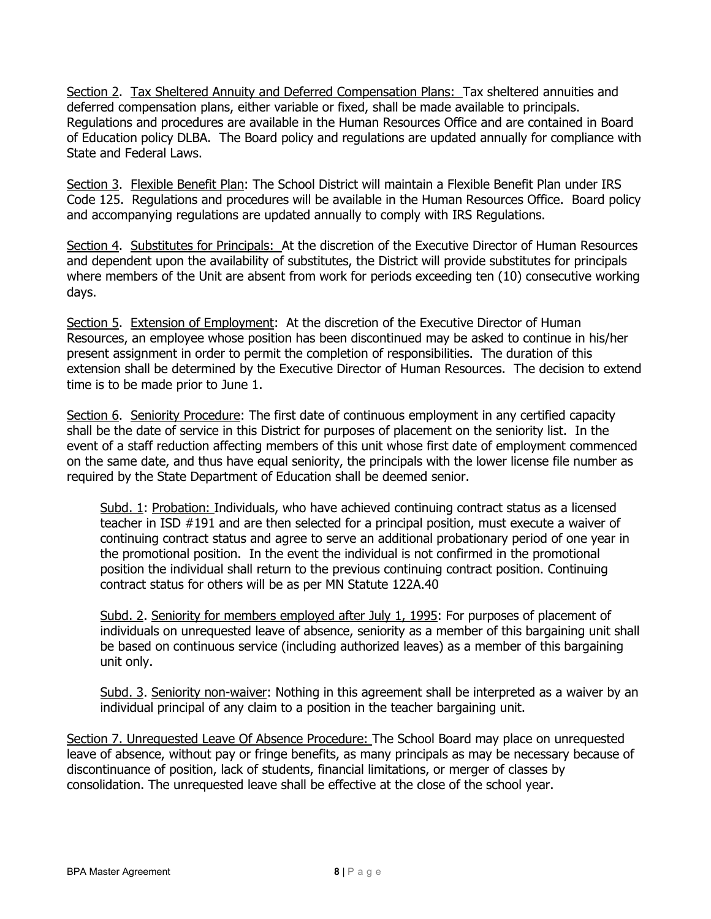Section 2. Tax Sheltered Annuity and Deferred Compensation Plans: Tax sheltered annuities and deferred compensation plans, either variable or fixed, shall be made available to principals. Regulations and procedures are available in the Human Resources Office and are contained in Board of Education policy DLBA. The Board policy and regulations are updated annually for compliance with State and Federal Laws.

Section 3. Flexible Benefit Plan: The School District will maintain a Flexible Benefit Plan under IRS Code 125. Regulations and procedures will be available in the Human Resources Office. Board policy and accompanying regulations are updated annually to comply with IRS Regulations.

Section 4. Substitutes for Principals: At the discretion of the Executive Director of Human Resources and dependent upon the availability of substitutes, the District will provide substitutes for principals where members of the Unit are absent from work for periods exceeding ten (10) consecutive working days.

Section 5. Extension of Employment: At the discretion of the Executive Director of Human Resources, an employee whose position has been discontinued may be asked to continue in his/her present assignment in order to permit the completion of responsibilities. The duration of this extension shall be determined by the Executive Director of Human Resources. The decision to extend time is to be made prior to June 1.

Section 6. Seniority Procedure: The first date of continuous employment in any certified capacity shall be the date of service in this District for purposes of placement on the seniority list. In the event of a staff reduction affecting members of this unit whose first date of employment commenced on the same date, and thus have equal seniority, the principals with the lower license file number as required by the State Department of Education shall be deemed senior.

> Subd. 1: Probation: Individuals, who have achieved continuing contract status as a licensed teacher in ISD #191 and are then selected for a principal position, must execute a waiver of continuing contract status and agree to serve an additional probationary period of one year in the promotional position. In the event the individual is not confirmed in the promotional position the individual shall return to the previous continuing contract position. Continuing contract status for others will be as per MN Statute 122A.40
>
> Subd. 2. Seniority for members employed after July 1, 1995: For purposes of placement of individuals on unrequested leave of absence, seniority as a member of this bargaining unit shall be based on continuous service (including authorized leaves) as a member of this bargaining unit only.
>
> Subd. 3. Seniority non-waiver: Nothing in this agreement shall be interpreted as a waiver by an individual principal of any claim to a position in the teacher bargaining unit.

Section 7. Unrequested Leave Of Absence Procedure: The School Board may place on unrequested leave of absence, without pay or fringe benefits, as many principals as may be necessary because of discontinuance of position, lack of students, financial limitations, or merger of classes by consolidation. The unrequested leave shall be effective at the close of the school year.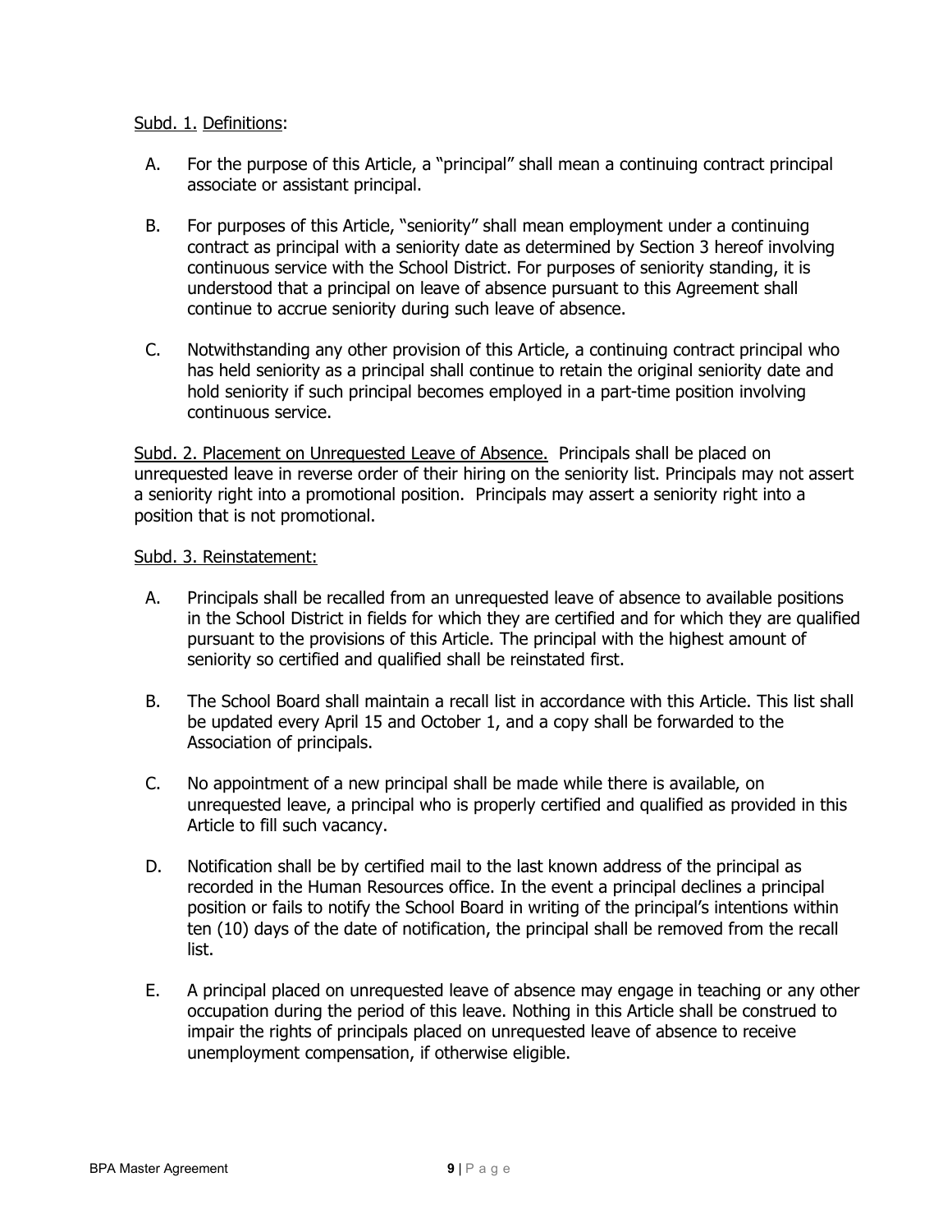Subd. 1. Definitions:

A. For the purpose of this Article, a "principal" shall mean a continuing contract principal associate or assistant principal.

B. For purposes of this Article, "seniority" shall mean employment under a continuing contract as principal with a seniority date as determined by Section 3 hereof involving continuous service with the School District. For purposes of seniority standing, it is understood that a principal on leave of absence pursuant to this Agreement shall continue to accrue seniority during such leave of absence.

C. Notwithstanding any other provision of this Article, a continuing contract principal who has held seniority as a principal shall continue to retain the original seniority date and hold seniority if such principal becomes employed in a part-time position involving continuous service.

Subd. 2. Placement on Unrequested Leave of Absence. Principals shall be placed on unrequested leave in reverse order of their hiring on the seniority list. Principals may not assert a seniority right into a promotional position. Principals may assert a seniority right into a position that is not promotional.

Subd. 3. Reinstatement:

A. Principals shall be recalled from an unrequested leave of absence to available positions in the School District in fields for which they are certified and for which they are qualified pursuant to the provisions of this Article. The principal with the highest amount of seniority so certified and qualified shall be reinstated first.

B. The School Board shall maintain a recall list in accordance with this Article. This list shall be updated every April 15 and October 1, and a copy shall be forwarded to the Association of principals.

C. No appointment of a new principal shall be made while there is available, on unrequested leave, a principal who is properly certified and qualified as provided in this Article to fill such vacancy.

D. Notification shall be by certified mail to the last known address of the principal as recorded in the Human Resources office. In the event a principal declines a principal position or fails to notify the School Board in writing of the principal's intentions within ten (10) days of the date of notification, the principal shall be removed from the recall list.

E. A principal placed on unrequested leave of absence may engage in teaching or any other occupation during the period of this leave. Nothing in this Article shall be construed to impair the rights of principals placed on unrequested leave of absence to receive unemployment compensation, if otherwise eligible.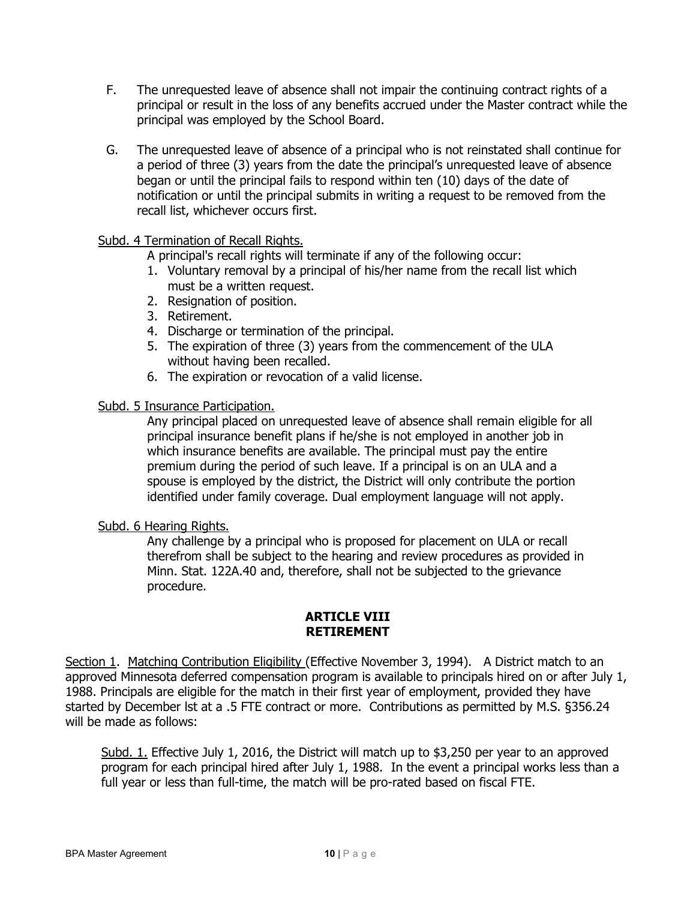F. The unrequested leave of absence shall not impair the continuing contract rights of a principal or result in the loss of any benefits accrued under the Master contract while the principal was employed by the School Board.

G. The unrequested leave of absence of a principal who is not reinstated shall continue for a period of three (3) years from the date the principal's unrequested leave of absence began or until the principal fails to respond within ten (10) days of the date of notification or until the principal submits in writing a request to be removed from the recall list, whichever occurs first.

Subd. 4 Termination of Recall Rights.

A principal's recall rights will terminate if any of the following occur:

1. Voluntary removal by a principal of his/her name from the recall list which must be a written request.
2. Resignation of position.
3. Retirement.
4. Discharge or termination of the principal.
5. The expiration of three (3) years from the commencement of the ULA without having been recalled.
6. The expiration or revocation of a valid license.

Subd. 5 Insurance Participation.

Any principal placed on unrequested leave of absence shall remain eligible for all principal insurance benefit plans if he/she is not employed in another job in which insurance benefits are available. The principal must pay the entire premium during the period of such leave. If a principal is on an ULA and a spouse is employed by the district, the District will only contribute the portion identified under family coverage. Dual employment language will not apply.

Subd. 6 Hearing Rights.

Any challenge by a principal who is proposed for placement on ULA or recall therefrom shall be subject to the hearing and review procedures as provided in Minn. Stat. 122A.40 and, therefore, shall not be subjected to the grievance procedure.

## ARTICLE VIII
## RETIREMENT

Section 1. Matching Contribution Eligibility (Effective November 3, 1994). A District match to an approved Minnesota deferred compensation program is available to principals hired on or after July 1, 1988. Principals are eligible for the match in their first year of employment, provided they have started by December lst at a .5 FTE contract or more. Contributions as permitted by M.S. §356.24 will be made as follows:

Subd. 1. Effective July 1, 2016, the District will match up to $3,250 per year to an approved program for each principal hired after July 1, 1988. In the event a principal works less than a full year or less than full-time, the match will be pro-rated based on fiscal FTE.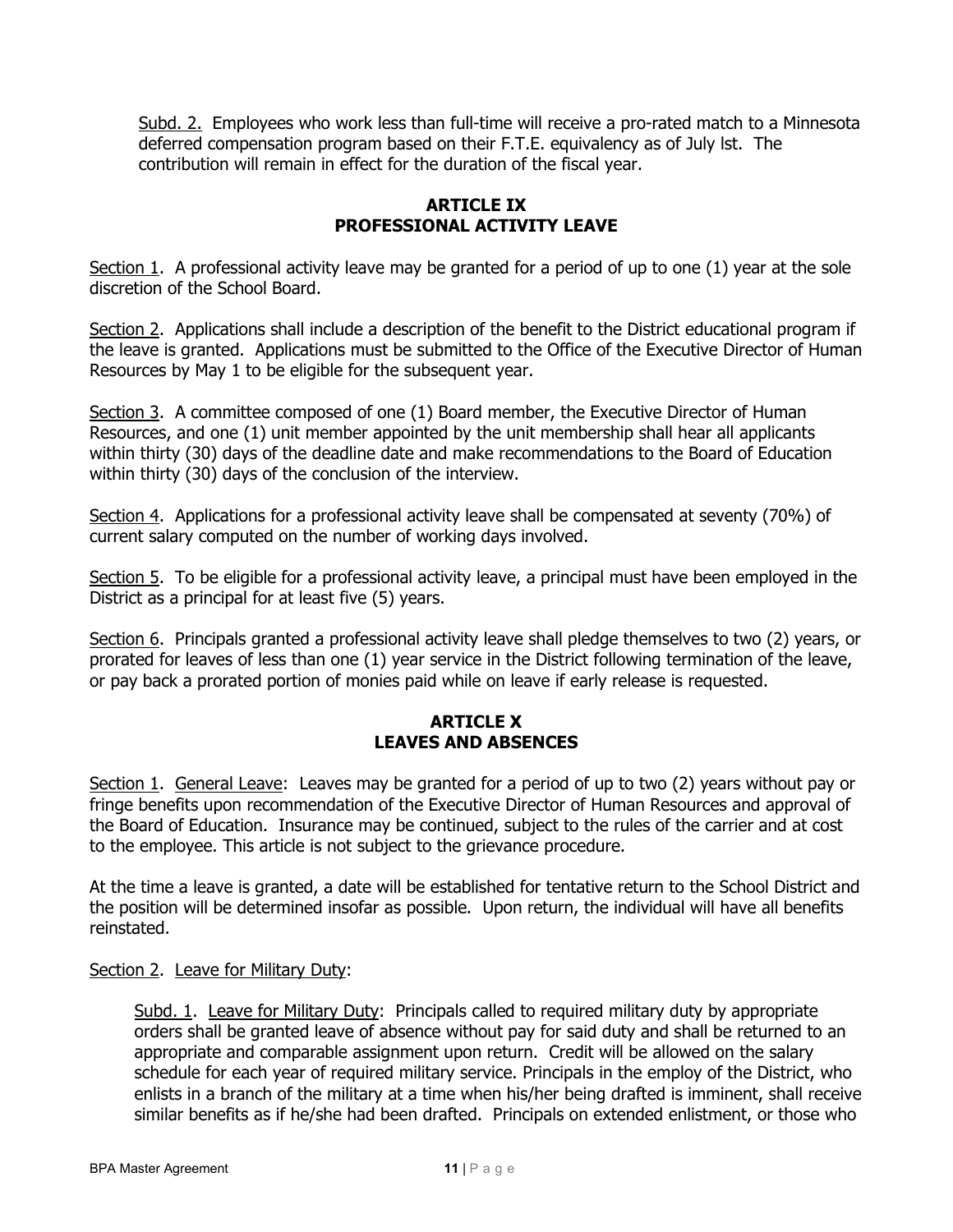Subd. 2. Employees who work less than full-time will receive a pro-rated match to a Minnesota deferred compensation program based on their F.T.E. equivalency as of July lst. The contribution will remain in effect for the duration of the fiscal year.

## ARTICLE IX
## PROFESSIONAL ACTIVITY LEAVE

Section 1. A professional activity leave may be granted for a period of up to one (1) year at the sole discretion of the School Board.

Section 2. Applications shall include a description of the benefit to the District educational program if the leave is granted. Applications must be submitted to the Office of the Executive Director of Human Resources by May 1 to be eligible for the subsequent year.

Section 3. A committee composed of one (1) Board member, the Executive Director of Human Resources, and one (1) unit member appointed by the unit membership shall hear all applicants within thirty (30) days of the deadline date and make recommendations to the Board of Education within thirty (30) days of the conclusion of the interview.

Section 4. Applications for a professional activity leave shall be compensated at seventy (70%) of current salary computed on the number of working days involved.

Section 5. To be eligible for a professional activity leave, a principal must have been employed in the District as a principal for at least five (5) years.

Section 6. Principals granted a professional activity leave shall pledge themselves to two (2) years, or prorated for leaves of less than one (1) year service in the District following termination of the leave, or pay back a prorated portion of monies paid while on leave if early release is requested.

## ARTICLE X
## LEAVES AND ABSENCES

Section 1. General Leave: Leaves may be granted for a period of up to two (2) years without pay or fringe benefits upon recommendation of the Executive Director of Human Resources and approval of the Board of Education. Insurance may be continued, subject to the rules of the carrier and at cost to the employee. This article is not subject to the grievance procedure.

At the time a leave is granted, a date will be established for tentative return to the School District and the position will be determined insofar as possible. Upon return, the individual will have all benefits reinstated.

Section 2. Leave for Military Duty:

Subd. 1. Leave for Military Duty: Principals called to required military duty by appropriate orders shall be granted leave of absence without pay for said duty and shall be returned to an appropriate and comparable assignment upon return. Credit will be allowed on the salary schedule for each year of required military service. Principals in the employ of the District, who enlists in a branch of the military at a time when his/her being drafted is imminent, shall receive similar benefits as if he/she had been drafted. Principals on extended enlistment, or those who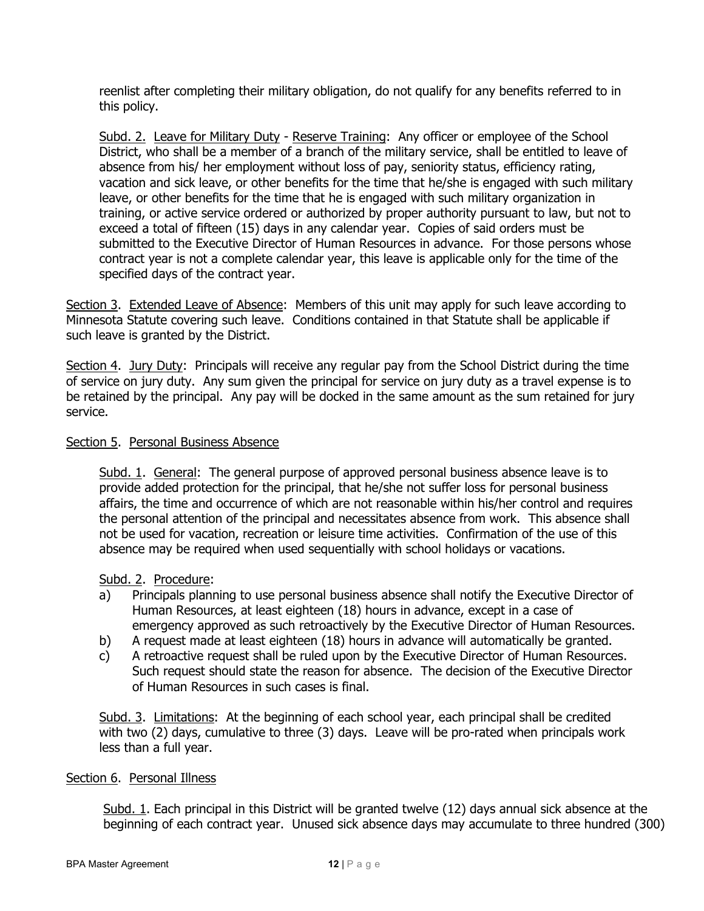reenlist after completing their military obligation, do not qualify for any benefits referred to in this policy.

<u>Subd. 2.</u> <u>Leave for Military Duty</u> - <u>Reserve Training</u>: Any officer or employee of the School District, who shall be a member of a branch of the military service, shall be entitled to leave of absence from his/ her employment without loss of pay, seniority status, efficiency rating, vacation and sick leave, or other benefits for the time that he/she is engaged with such military leave, or other benefits for the time that he is engaged with such military organization in training, or active service ordered or authorized by proper authority pursuant to law, but not to exceed a total of fifteen (15) days in any calendar year. Copies of said orders must be submitted to the Executive Director of Human Resources in advance. For those persons whose contract year is not a complete calendar year, this leave is applicable only for the time of the specified days of the contract year.

<u>Section 3</u>. <u>Extended Leave of Absence</u>: Members of this unit may apply for such leave according to Minnesota Statute covering such leave. Conditions contained in that Statute shall be applicable if such leave is granted by the District.

<u>Section 4</u>. <u>Jury Duty</u>: Principals will receive any regular pay from the School District during the time of service on jury duty. Any sum given the principal for service on jury duty as a travel expense is to be retained by the principal. Any pay will be docked in the same amount as the sum retained for jury service.

<u>Section 5</u>. <u>Personal Business Absence</u>

<u>Subd. 1</u>. <u>General</u>: The general purpose of approved personal business absence leave is to provide added protection for the principal, that he/she not suffer loss for personal business affairs, the time and occurrence of which are not reasonable within his/her control and requires the personal attention of the principal and necessitates absence from work. This absence shall not be used for vacation, recreation or leisure time activities. Confirmation of the use of this absence may be required when used sequentially with school holidays or vacations.

<u>Subd. 2</u>. <u>Procedure</u>:

a) Principals planning to use personal business absence shall notify the Executive Director of Human Resources, at least eighteen (18) hours in advance, except in a case of emergency approved as such retroactively by the Executive Director of Human Resources.
b) A request made at least eighteen (18) hours in advance will automatically be granted.
c) A retroactive request shall be ruled upon by the Executive Director of Human Resources. Such request should state the reason for absence. The decision of the Executive Director of Human Resources in such cases is final.

<u>Subd. 3</u>. <u>Limitations</u>: At the beginning of each school year, each principal shall be credited with two (2) days, cumulative to three (3) days. Leave will be pro-rated when principals work less than a full year.

<u>Section 6</u>. <u>Personal Illness</u>

<u>Subd. 1</u>. Each principal in this District will be granted twelve (12) days annual sick absence at the beginning of each contract year. Unused sick absence days may accumulate to three hundred (300)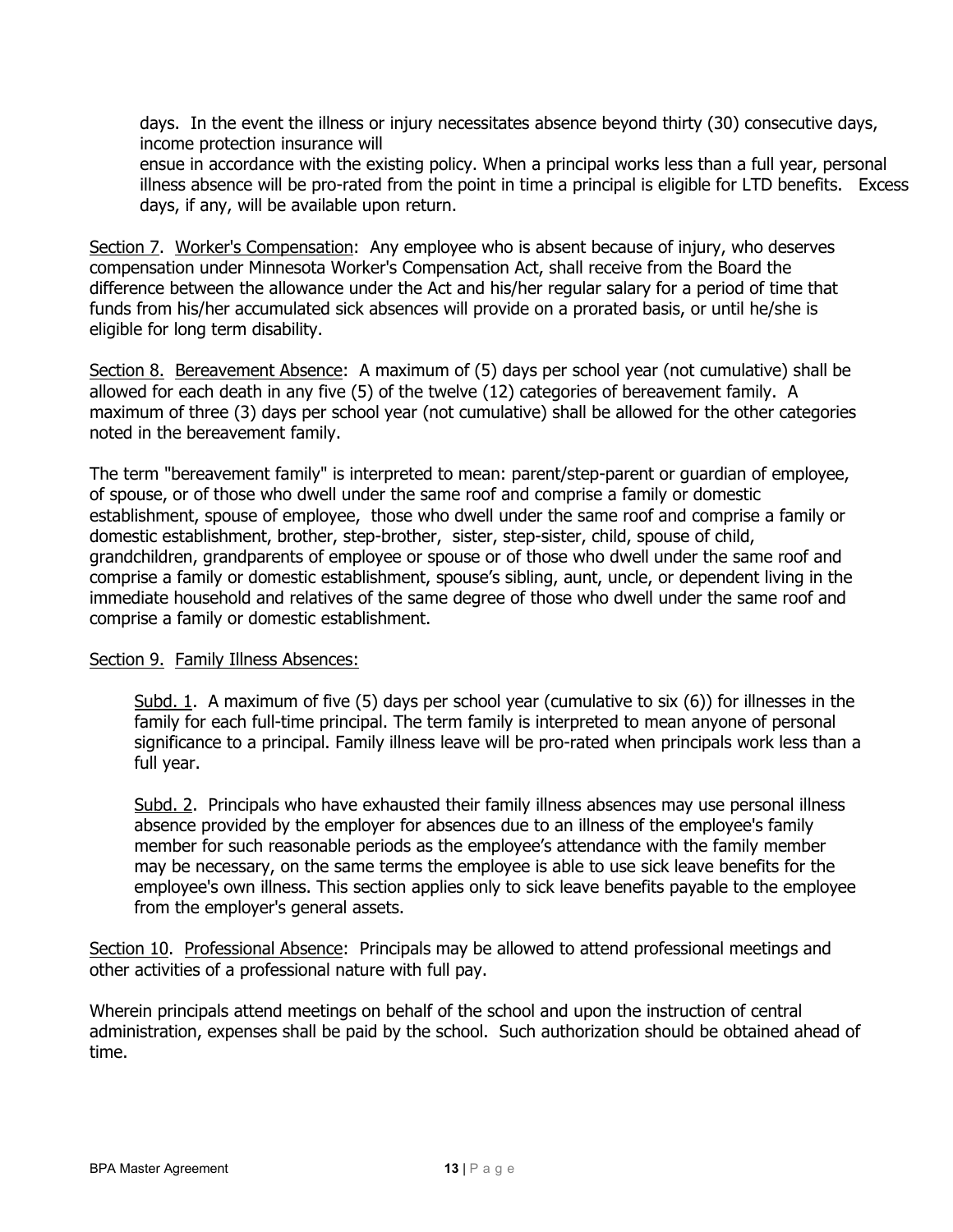days. In the event the illness or injury necessitates absence beyond thirty (30) consecutive days, income protection insurance will ensue in accordance with the existing policy. When a principal works less than a full year, personal illness absence will be pro-rated from the point in time a principal is eligible for LTD benefits. Excess days, if any, will be available upon return.

Section 7. Worker's Compensation: Any employee who is absent because of injury, who deserves compensation under Minnesota Worker's Compensation Act, shall receive from the Board the difference between the allowance under the Act and his/her regular salary for a period of time that funds from his/her accumulated sick absences will provide on a prorated basis, or until he/she is eligible for long term disability.

Section 8. Bereavement Absence: A maximum of (5) days per school year (not cumulative) shall be allowed for each death in any five (5) of the twelve (12) categories of bereavement family. A maximum of three (3) days per school year (not cumulative) shall be allowed for the other categories noted in the bereavement family.

The term "bereavement family" is interpreted to mean: parent/step-parent or guardian of employee, of spouse, or of those who dwell under the same roof and comprise a family or domestic establishment, spouse of employee, those who dwell under the same roof and comprise a family or domestic establishment, brother, step-brother, sister, step-sister, child, spouse of child, grandchildren, grandparents of employee or spouse or of those who dwell under the same roof and comprise a family or domestic establishment, spouse's sibling, aunt, uncle, or dependent living in the immediate household and relatives of the same degree of those who dwell under the same roof and comprise a family or domestic establishment.

Section 9. Family Illness Absences:

Subd. 1. A maximum of five (5) days per school year (cumulative to six (6)) for illnesses in the family for each full-time principal. The term family is interpreted to mean anyone of personal significance to a principal. Family illness leave will be pro-rated when principals work less than a full year.

Subd. 2. Principals who have exhausted their family illness absences may use personal illness absence provided by the employer for absences due to an illness of the employee's family member for such reasonable periods as the employee's attendance with the family member may be necessary, on the same terms the employee is able to use sick leave benefits for the employee's own illness. This section applies only to sick leave benefits payable to the employee from the employer's general assets.

Section 10. Professional Absence: Principals may be allowed to attend professional meetings and other activities of a professional nature with full pay.

Wherein principals attend meetings on behalf of the school and upon the instruction of central administration, expenses shall be paid by the school. Such authorization should be obtained ahead of time.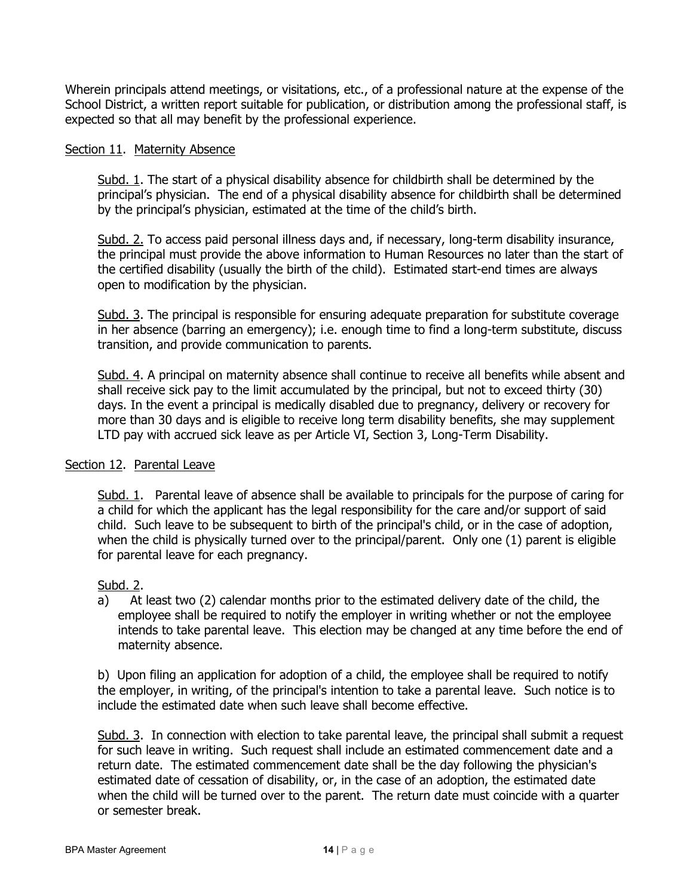Wherein principals attend meetings, or visitations, etc., of a professional nature at the expense of the School District, a written report suitable for publication, or distribution among the professional staff, is expected so that all may benefit by the professional experience.

Section 11. Maternity Absence

Subd. 1. The start of a physical disability absence for childbirth shall be determined by the principal's physician. The end of a physical disability absence for childbirth shall be determined by the principal's physician, estimated at the time of the child's birth.

Subd. 2. To access paid personal illness days and, if necessary, long-term disability insurance, the principal must provide the above information to Human Resources no later than the start of the certified disability (usually the birth of the child). Estimated start-end times are always open to modification by the physician.

Subd. 3. The principal is responsible for ensuring adequate preparation for substitute coverage in her absence (barring an emergency); i.e. enough time to find a long-term substitute, discuss transition, and provide communication to parents.

Subd. 4. A principal on maternity absence shall continue to receive all benefits while absent and shall receive sick pay to the limit accumulated by the principal, but not to exceed thirty (30) days. In the event a principal is medically disabled due to pregnancy, delivery or recovery for more than 30 days and is eligible to receive long term disability benefits, she may supplement LTD pay with accrued sick leave as per Article VI, Section 3, Long-Term Disability.

Section 12. Parental Leave

Subd. 1. Parental leave of absence shall be available to principals for the purpose of caring for a child for which the applicant has the legal responsibility for the care and/or support of said child. Such leave to be subsequent to birth of the principal's child, or in the case of adoption, when the child is physically turned over to the principal/parent. Only one (1) parent is eligible for parental leave for each pregnancy.

Subd. 2.

a) At least two (2) calendar months prior to the estimated delivery date of the child, the employee shall be required to notify the employer in writing whether or not the employee intends to take parental leave. This election may be changed at any time before the end of maternity absence.

b) Upon filing an application for adoption of a child, the employee shall be required to notify the employer, in writing, of the principal's intention to take a parental leave. Such notice is to include the estimated date when such leave shall become effective.

Subd. 3. In connection with election to take parental leave, the principal shall submit a request for such leave in writing. Such request shall include an estimated commencement date and a return date. The estimated commencement date shall be the day following the physician's estimated date of cessation of disability, or, in the case of an adoption, the estimated date when the child will be turned over to the parent. The return date must coincide with a quarter or semester break.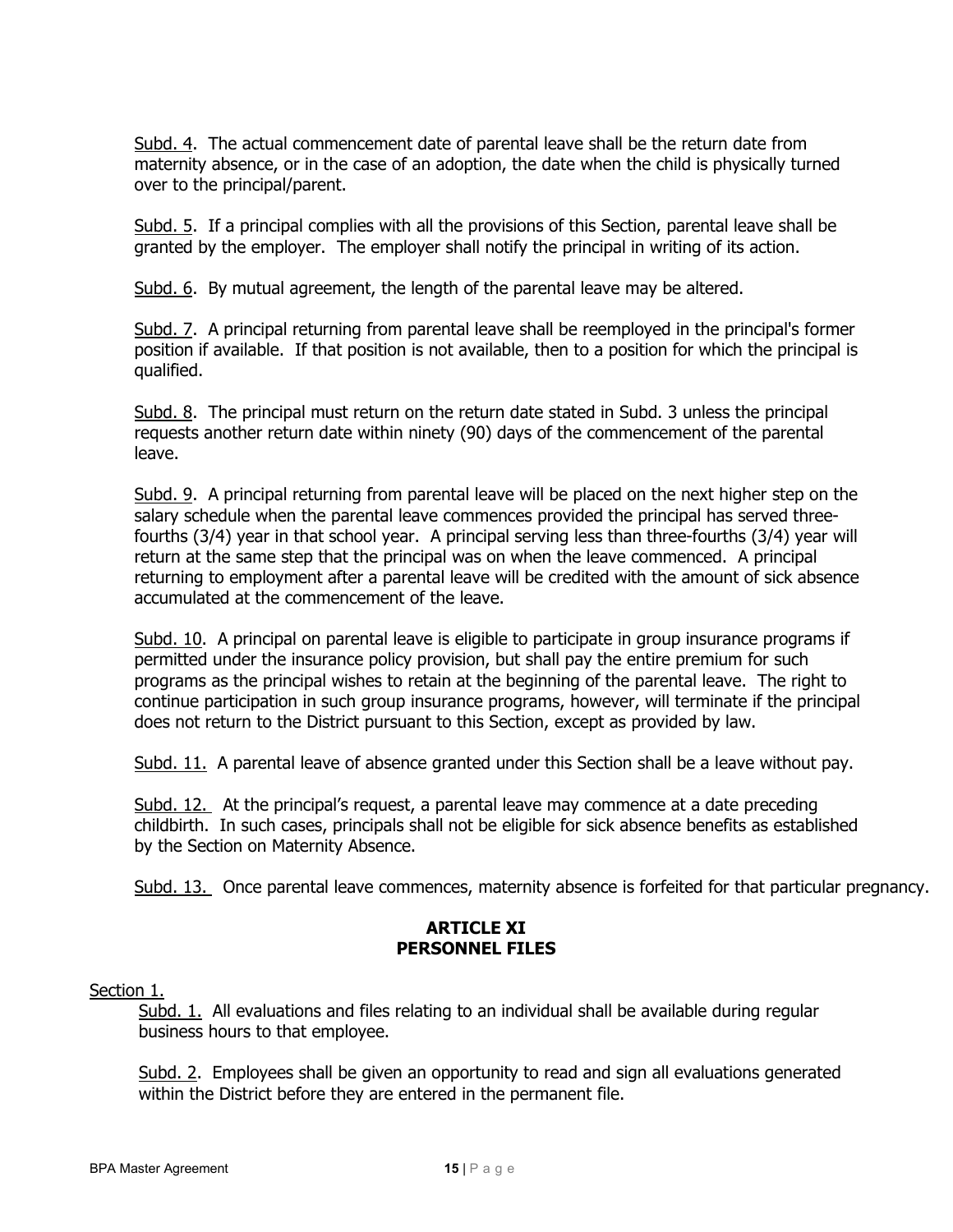Subd. 4. The actual commencement date of parental leave shall be the return date from maternity absence, or in the case of an adoption, the date when the child is physically turned over to the principal/parent.

Subd. 5. If a principal complies with all the provisions of this Section, parental leave shall be granted by the employer. The employer shall notify the principal in writing of its action.

Subd. 6. By mutual agreement, the length of the parental leave may be altered.

Subd. 7. A principal returning from parental leave shall be reemployed in the principal's former position if available. If that position is not available, then to a position for which the principal is qualified.

Subd. 8. The principal must return on the return date stated in Subd. 3 unless the principal requests another return date within ninety (90) days of the commencement of the parental leave.

Subd. 9. A principal returning from parental leave will be placed on the next higher step on the salary schedule when the parental leave commences provided the principal has served three-fourths (3/4) year in that school year. A principal serving less than three-fourths (3/4) year will return at the same step that the principal was on when the leave commenced. A principal returning to employment after a parental leave will be credited with the amount of sick absence accumulated at the commencement of the leave.

Subd. 10. A principal on parental leave is eligible to participate in group insurance programs if permitted under the insurance policy provision, but shall pay the entire premium for such programs as the principal wishes to retain at the beginning of the parental leave. The right to continue participation in such group insurance programs, however, will terminate if the principal does not return to the District pursuant to this Section, except as provided by law.

Subd. 11. A parental leave of absence granted under this Section shall be a leave without pay.

Subd. 12. At the principal's request, a parental leave may commence at a date preceding childbirth. In such cases, principals shall not be eligible for sick absence benefits as established by the Section on Maternity Absence.

Subd. 13. Once parental leave commences, maternity absence is forfeited for that particular pregnancy.

## ARTICLE XI
## PERSONNEL FILES

Section 1.

Subd. 1. All evaluations and files relating to an individual shall be available during regular business hours to that employee.

Subd. 2. Employees shall be given an opportunity to read and sign all evaluations generated within the District before they are entered in the permanent file.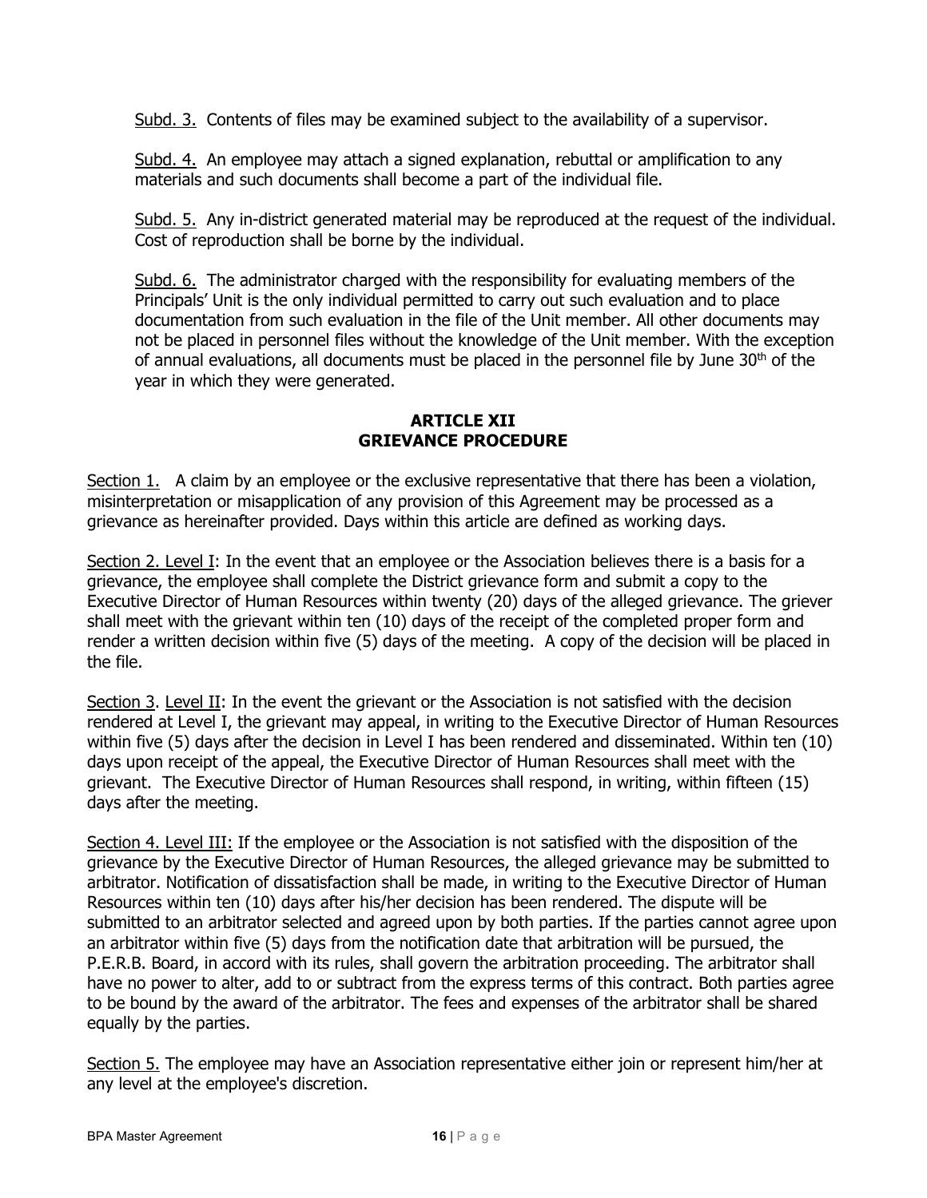Subd. 3. Contents of files may be examined subject to the availability of a supervisor.

Subd. 4. An employee may attach a signed explanation, rebuttal or amplification to any materials and such documents shall become a part of the individual file.

Subd. 5. Any in-district generated material may be reproduced at the request of the individual. Cost of reproduction shall be borne by the individual.

Subd. 6. The administrator charged with the responsibility for evaluating members of the Principals' Unit is the only individual permitted to carry out such evaluation and to place documentation from such evaluation in the file of the Unit member. All other documents may not be placed in personnel files without the knowledge of the Unit member. With the exception of annual evaluations, all documents must be placed in the personnel file by June 30th of the year in which they were generated.

## ARTICLE XII
## GRIEVANCE PROCEDURE

Section 1. A claim by an employee or the exclusive representative that there has been a violation, misinterpretation or misapplication of any provision of this Agreement may be processed as a grievance as hereinafter provided. Days within this article are defined as working days.

Section 2. Level I: In the event that an employee or the Association believes there is a basis for a grievance, the employee shall complete the District grievance form and submit a copy to the Executive Director of Human Resources within twenty (20) days of the alleged grievance. The griever shall meet with the grievant within ten (10) days of the receipt of the completed proper form and render a written decision within five (5) days of the meeting. A copy of the decision will be placed in the file.

Section 3. Level II: In the event the grievant or the Association is not satisfied with the decision rendered at Level I, the grievant may appeal, in writing to the Executive Director of Human Resources within five (5) days after the decision in Level I has been rendered and disseminated. Within ten (10) days upon receipt of the appeal, the Executive Director of Human Resources shall meet with the grievant. The Executive Director of Human Resources shall respond, in writing, within fifteen (15) days after the meeting.

Section 4. Level III: If the employee or the Association is not satisfied with the disposition of the grievance by the Executive Director of Human Resources, the alleged grievance may be submitted to arbitrator. Notification of dissatisfaction shall be made, in writing to the Executive Director of Human Resources within ten (10) days after his/her decision has been rendered. The dispute will be submitted to an arbitrator selected and agreed upon by both parties. If the parties cannot agree upon an arbitrator within five (5) days from the notification date that arbitration will be pursued, the P.E.R.B. Board, in accord with its rules, shall govern the arbitration proceeding. The arbitrator shall have no power to alter, add to or subtract from the express terms of this contract. Both parties agree to be bound by the award of the arbitrator. The fees and expenses of the arbitrator shall be shared equally by the parties.

Section 5. The employee may have an Association representative either join or represent him/her at any level at the employee's discretion.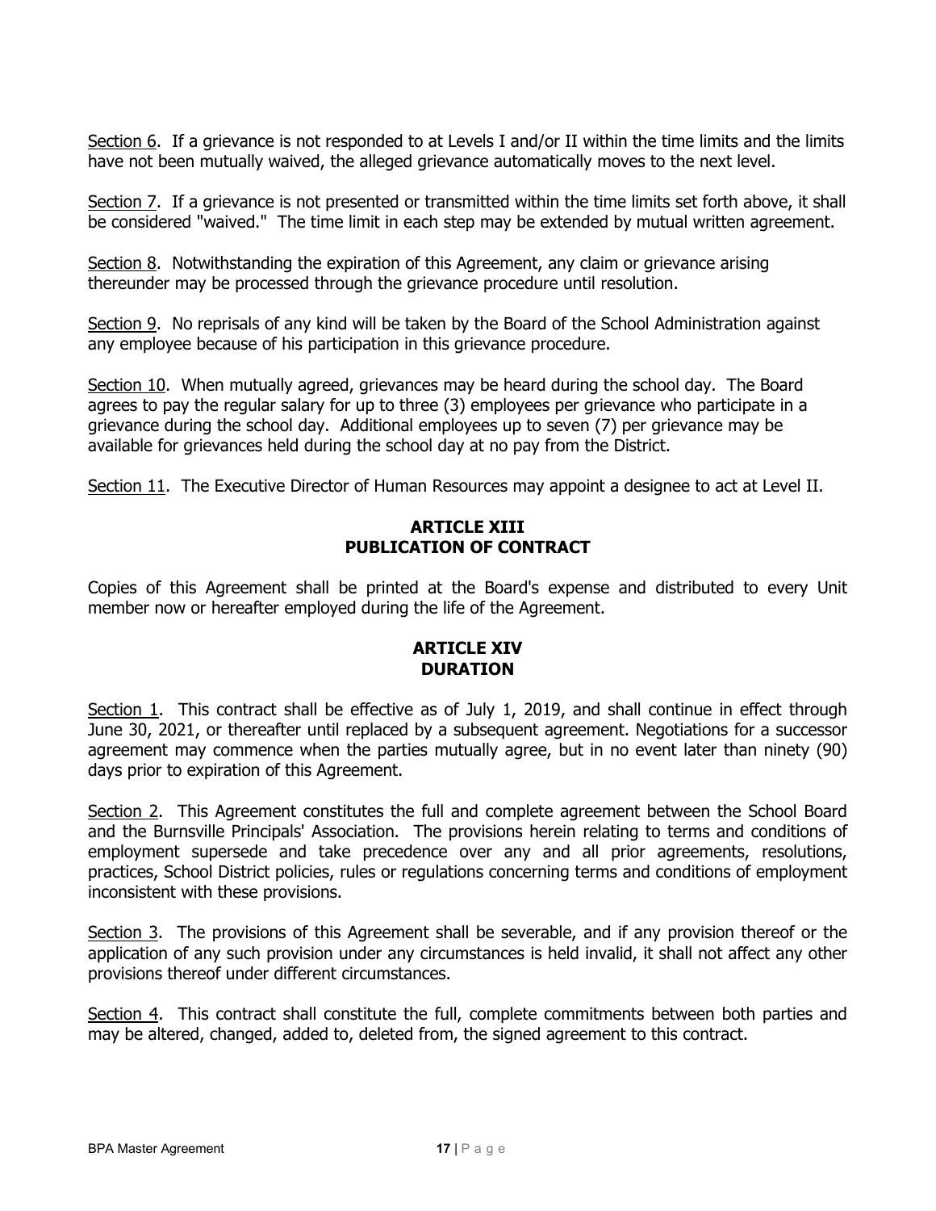Section 6. If a grievance is not responded to at Levels I and/or II within the time limits and the limits have not been mutually waived, the alleged grievance automatically moves to the next level.

Section 7. If a grievance is not presented or transmitted within the time limits set forth above, it shall be considered "waived." The time limit in each step may be extended by mutual written agreement.

Section 8. Notwithstanding the expiration of this Agreement, any claim or grievance arising thereunder may be processed through the grievance procedure until resolution.

Section 9. No reprisals of any kind will be taken by the Board of the School Administration against any employee because of his participation in this grievance procedure.

Section 10. When mutually agreed, grievances may be heard during the school day. The Board agrees to pay the regular salary for up to three (3) employees per grievance who participate in a grievance during the school day. Additional employees up to seven (7) per grievance may be available for grievances held during the school day at no pay from the District.

Section 11. The Executive Director of Human Resources may appoint a designee to act at Level II.

## ARTICLE XIII
## PUBLICATION OF CONTRACT

Copies of this Agreement shall be printed at the Board's expense and distributed to every Unit member now or hereafter employed during the life of the Agreement.

## ARTICLE XIV
## DURATION

Section 1. This contract shall be effective as of July 1, 2019, and shall continue in effect through June 30, 2021, or thereafter until replaced by a subsequent agreement. Negotiations for a successor agreement may commence when the parties mutually agree, but in no event later than ninety (90) days prior to expiration of this Agreement.

Section 2. This Agreement constitutes the full and complete agreement between the School Board and the Burnsville Principals' Association. The provisions herein relating to terms and conditions of employment supersede and take precedence over any and all prior agreements, resolutions, practices, School District policies, rules or regulations concerning terms and conditions of employment inconsistent with these provisions.

Section 3. The provisions of this Agreement shall be severable, and if any provision thereof or the application of any such provision under any circumstances is held invalid, it shall not affect any other provisions thereof under different circumstances.

Section 4. This contract shall constitute the full, complete commitments between both parties and may be altered, changed, added to, deleted from, the signed agreement to this contract.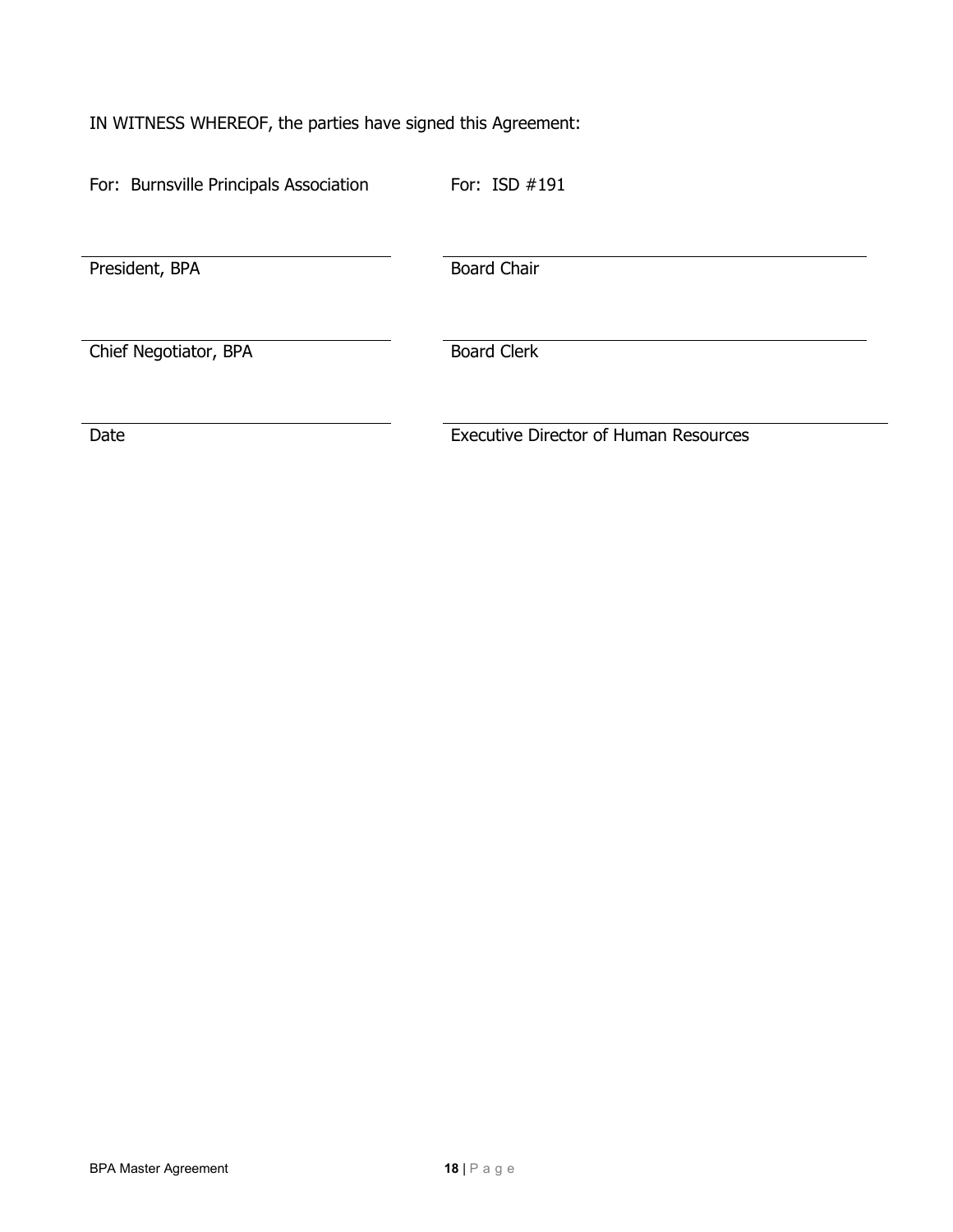IN WITNESS WHEREOF, the parties have signed this Agreement:

| For: Burnsville Principals Association | For: ISD #191 |
| --- | --- |
| ______________________________ | ______________________________ |
| President, BPA | Board Chair |
| ______________________________ | ______________________________ |
| Chief Negotiator, BPA | Board Clerk |
| ______________________________ | ______________________________ |
| Date | Executive Director of Human Resources |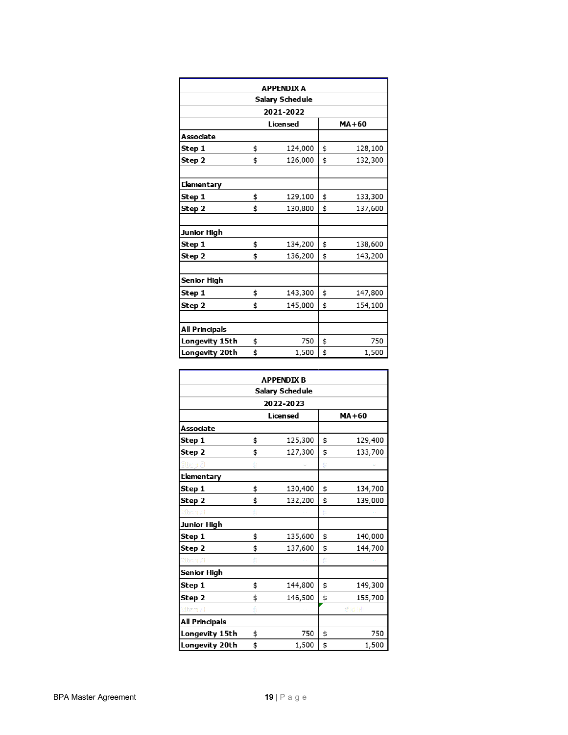| APPENDIX A Salary Schedule 2021-2022 | | |
|---|---|---|
| | Licensed | MA+60 |
| **Associate** | | |
| Step 1 | $ 124,000 | $ 128,100 |
| Step 2 | $ 126,000 | $ 132,300 |
| | | |
| **Elementary** | | |
| Step 1 | $ 129,100 | $ 133,300 |
| Step 2 | $ 130,800 | $ 137,600 |
| | | |
| **Junior High** | | |
| Step 1 | $ 134,200 | $ 138,600 |
| Step 2 | $ 136,200 | $ 143,200 |
| | | |
| **Senior High** | | |
| Step 1 | $ 143,300 | $ 147,800 |
| Step 2 | $ 145,000 | $ 154,100 |
| | | |
| **All Principals** | | |
| Longevity 15th | $ 750 | $ 750 |
| Longevity 20th | $ 1,500 | $ 1,500 |

| APPENDIX B Salary Schedule 2022-2023 | | |
|---|---|---|
| | Licensed | MA+60 |
| **Associate** | | |
| Step 1 | $ 125,300 | $ 129,400 |
| Step 2 | $ 127,300 | $ 133,700 |
| | | |
| **Elementary** | | |
| Step 1 | $ 130,400 | $ 134,700 |
| Step 2 | $ 132,200 | $ 139,000 |
| | | |
| **Junior High** | | |
| Step 1 | $ 135,600 | $ 140,000 |
| Step 2 | $ 137,600 | $ 144,700 |
| | | |
| **Senior High** | | |
| Step 1 | $ 144,800 | $ 149,300 |
| Step 2 | $ 146,500 | $ 155,700 |
| | | |
| **All Principals** | | |
| Longevity 15th | $ 750 | $ 750 |
| Longevity 20th | $ 1,500 | $ 1,500 |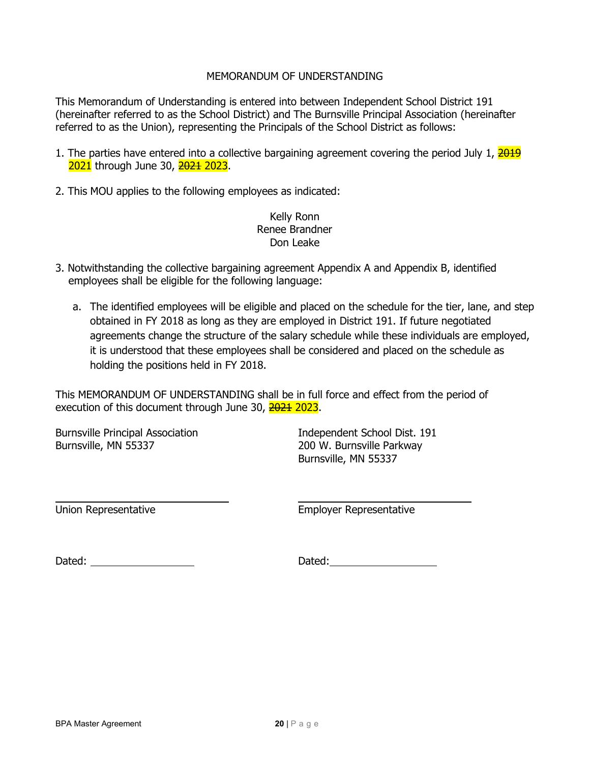# MEMORANDUM OF UNDERSTANDING

This Memorandum of Understanding is entered into between Independent School District 191 (hereinafter referred to as the School District) and The Burnsville Principal Association (hereinafter referred to as the Union), representing the Principals of the School District as follows:

1. The parties have entered into a collective bargaining agreement covering the period July 1, ~~2019~~ 2021 through June 30, ~~2021~~ 2023.

2. This MOU applies to the following employees as indicated:

   Kelly Ronn
   Renee Brandner
   Don Leake

3. Notwithstanding the collective bargaining agreement Appendix A and Appendix B, identified employees shall be eligible for the following language:

   a. The identified employees will be eligible and placed on the schedule for the tier, lane, and step obtained in FY 2018 as long as they are employed in District 191. If future negotiated agreements change the structure of the salary schedule while these individuals are employed, it is understood that these employees shall be considered and placed on the schedule as holding the positions held in FY 2018.

This MEMORANDUM OF UNDERSTANDING shall be in full force and effect from the period of execution of this document through June 30, ~~2021~~ 2023.

Burnsville Principal Association
Burnsville, MN 55337

Independent School Dist. 191
200 W. Burnsville Parkway
Burnsville, MN 55337

\_\_\_\_\_\_\_\_\_\_\_\_\_\_\_\_\_\_\_\_\_\_\_\_\_\_\_\_
Union Representative

\_\_\_\_\_\_\_\_\_\_\_\_\_\_\_\_\_\_\_\_\_\_\_\_\_\_\_\_
Employer Representative

Dated: \_\_\_\_\_\_\_\_\_\_\_\_\_\_\_\_\_\_

Dated: \_\_\_\_\_\_\_\_\_\_\_\_\_\_\_\_\_\_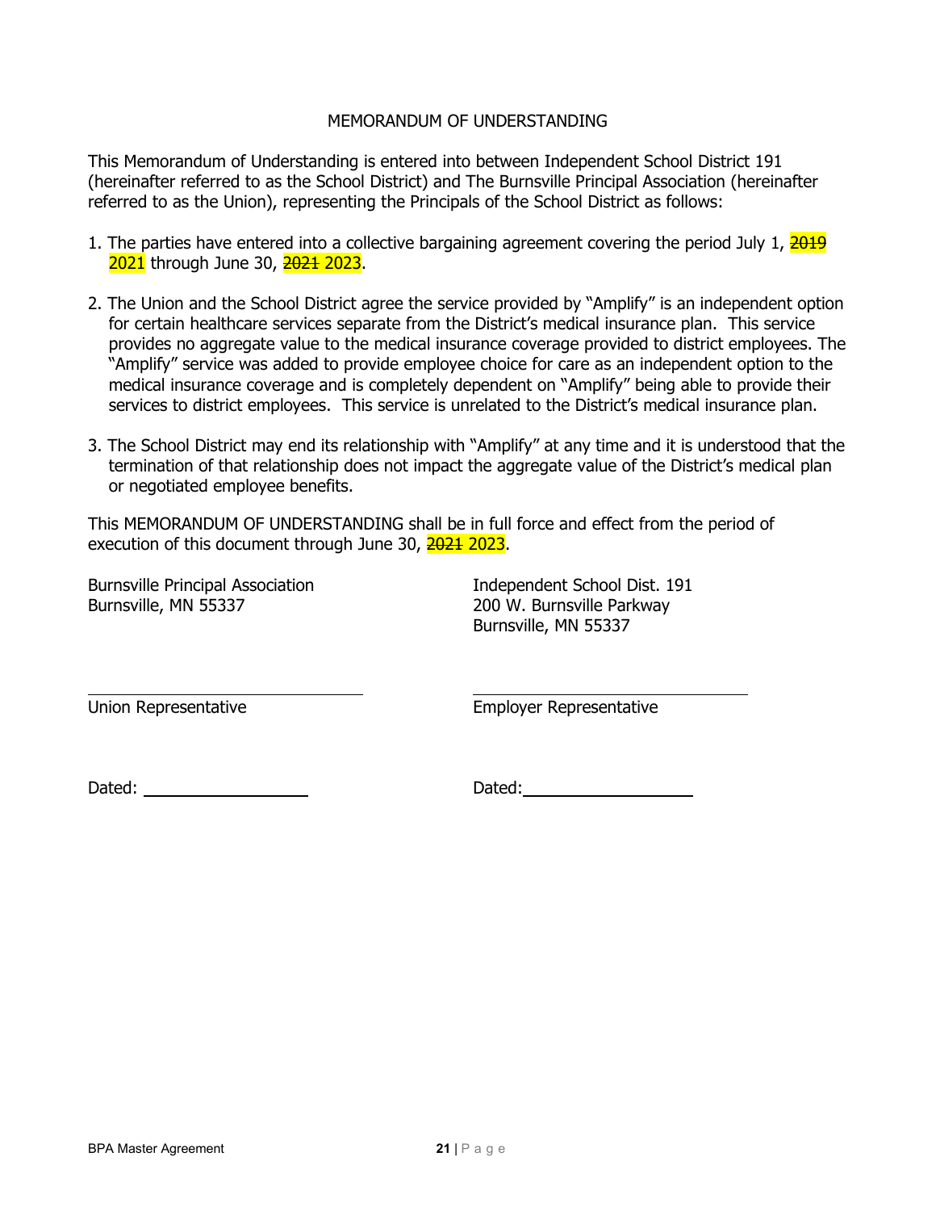# MEMORANDUM OF UNDERSTANDING

This Memorandum of Understanding is entered into between Independent School District 191 (hereinafter referred to as the School District) and The Burnsville Principal Association (hereinafter referred to as the Union), representing the Principals of the School District as follows:

1. The parties have entered into a collective bargaining agreement covering the period July 1, ~~2019~~ 2021 through June 30, ~~2021~~ 2023.

2. The Union and the School District agree the service provided by "Amplify" is an independent option for certain healthcare services separate from the District's medical insurance plan. This service provides no aggregate value to the medical insurance coverage provided to district employees. The "Amplify" service was added to provide employee choice for care as an independent option to the medical insurance coverage and is completely dependent on "Amplify" being able to provide their services to district employees. This service is unrelated to the District's medical insurance plan.

3. The School District may end its relationship with "Amplify" at any time and it is understood that the termination of that relationship does not impact the aggregate value of the District's medical plan or negotiated employee benefits.

This MEMORANDUM OF UNDERSTANDING shall be in full force and effect from the period of execution of this document through June 30, ~~2021~~ 2023.

Burnsville Principal Association
Burnsville, MN 55337

Independent School Dist. 191
200 W. Burnsville Parkway
Burnsville, MN 55337

\_\_\_\_\_\_\_\_\_\_\_\_\_\_\_\_\_\_\_\_\_\_\_\_\_\_\_\_
Union Representative

\_\_\_\_\_\_\_\_\_\_\_\_\_\_\_\_\_\_\_\_\_\_\_\_\_\_\_\_
Employer Representative

Dated: \_\_\_\_\_\_\_\_\_\_\_\_\_\_\_\_\_\_

Dated: \_\_\_\_\_\_\_\_\_\_\_\_\_\_\_\_\_\_